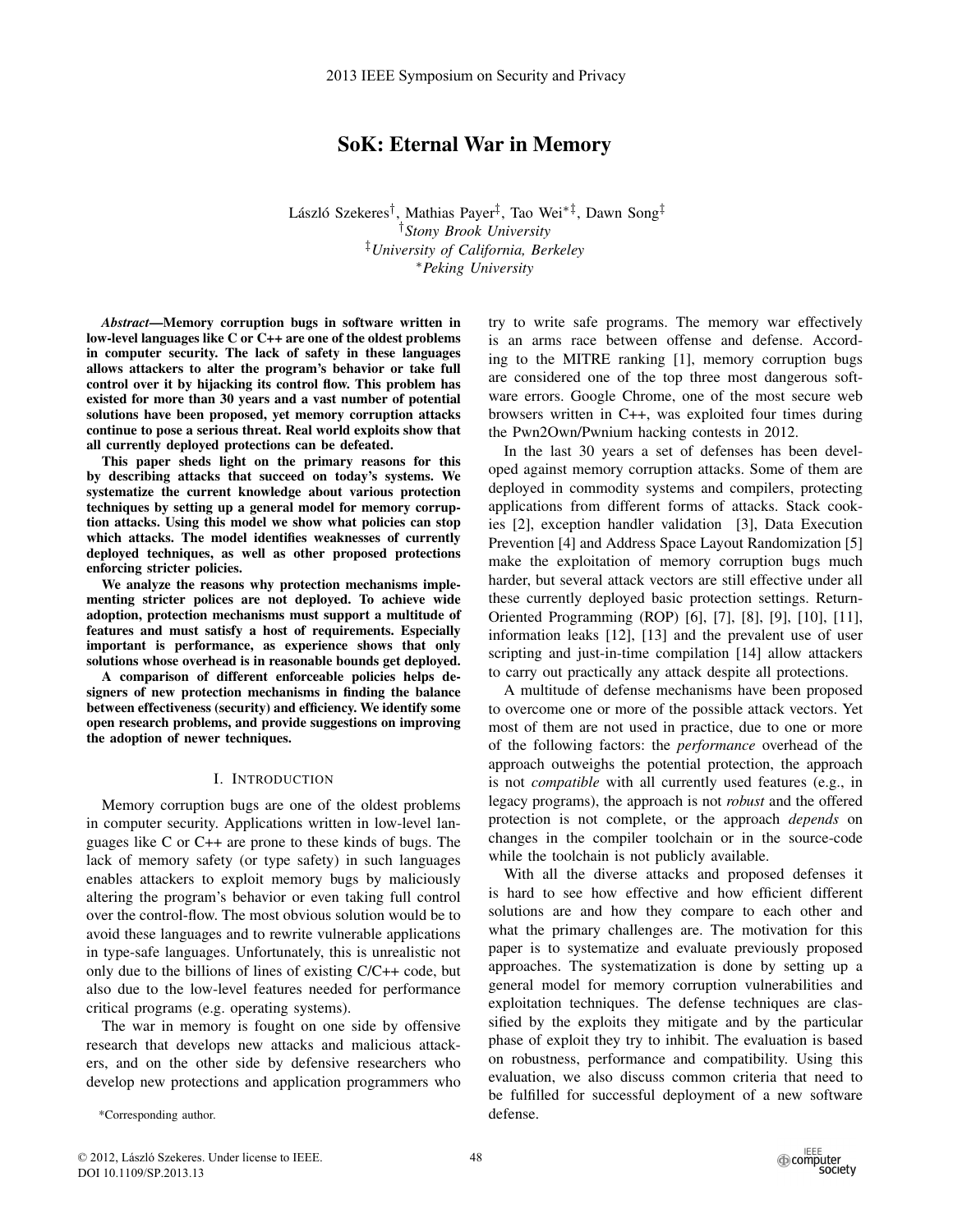# SoK: Eternal War in Memory

László Szekeres[†], Mathias Payer[‡], Tao Wei[*‡], Dawn Song[‡]
[†]*Stony Brook University*
[‡]*University of California, Berkeley*
[*]*Peking University*

***Abstract*—Memory corruption bugs in software written in low-level languages like C or C++ are one of the oldest problems in computer security. The lack of safety in these languages allows attackers to alter the program's behavior or take full control over it by hijacking its control flow. This problem has existed for more than 30 years and a vast number of potential solutions have been proposed, yet memory corruption attacks continue to pose a serious threat. Real world exploits show that all currently deployed protections can be defeated.**

**This paper sheds light on the primary reasons for this by describing attacks that succeed on today's systems. We systematize the current knowledge about various protection techniques by setting up a general model for memory corruption attacks. Using this model we show what policies can stop which attacks. The model identifies weaknesses of currently deployed techniques, as well as other proposed protections enforcing stricter policies.**

**We analyze the reasons why protection mechanisms implementing stricter polices are not deployed. To achieve wide adoption, protection mechanisms must support a multitude of features and must satisfy a host of requirements. Especially important is performance, as experience shows that only solutions whose overhead is in reasonable bounds get deployed.**

**A comparison of different enforceable policies helps designers of new protection mechanisms in finding the balance between effectiveness (security) and efficiency. We identify some open research problems, and provide suggestions on improving the adoption of newer techniques.**

## I. Introduction

Memory corruption bugs are one of the oldest problems in computer security. Applications written in low-level languages like C or C++ are prone to these kinds of bugs. The lack of memory safety (or type safety) in such languages enables attackers to exploit memory bugs by maliciously altering the program's behavior or even taking full control over the control-flow. The most obvious solution would be to avoid these languages and to rewrite vulnerable applications in type-safe languages. Unfortunately, this is unrealistic not only due to the billions of lines of existing C/C++ code, but also due to the low-level features needed for performance critical programs (e.g. operating systems).

The war in memory is fought on one side by offensive research that develops new attacks and malicious attackers, and on the other side by defensive researchers who develop new protections and application programmers who try to write safe programs. The memory war effectively is an arms race between offense and defense. According to the MITRE ranking [1], memory corruption bugs are considered one of the top three most dangerous software errors. Google Chrome, one of the most secure web browsers written in C++, was exploited four times during the Pwn2Own/Pwnium hacking contests in 2012.

In the last 30 years a set of defenses has been developed against memory corruption attacks. Some of them are deployed in commodity systems and compilers, protecting applications from different forms of attacks. Stack cookies [2], exception handler validation [3], Data Execution Prevention [4] and Address Space Layout Randomization [5] make the exploitation of memory corruption bugs much harder, but several attack vectors are still effective under all these currently deployed basic protection settings. Return-Oriented Programming (ROP) [6], [7], [8], [9], [10], [11], information leaks [12], [13] and the prevalent use of user scripting and just-in-time compilation [14] allow attackers to carry out practically any attack despite all protections.

A multitude of defense mechanisms have been proposed to overcome one or more of the possible attack vectors. Yet most of them are not used in practice, due to one or more of the following factors: the *performance* overhead of the approach outweighs the potential protection, the approach is not *compatible* with all currently used features (e.g., in legacy programs), the approach is not *robust* and the offered protection is not complete, or the approach *depends* on changes in the compiler toolchain or in the source-code while the toolchain is not publicly available.

With all the diverse attacks and proposed defenses it is hard to see how effective and how efficient different solutions are and how they compare to each other and what the primary challenges are. The motivation for this paper is to systematize and evaluate previously proposed approaches. The systematization is done by setting up a general model for memory corruption vulnerabilities and exploitation techniques. The defense techniques are classified by the exploits they mitigate and by the particular phase of exploit they try to inhibit. The evaluation is based on robustness, performance and compatibility. Using this evaluation, we also discuss common criteria that need to be fulfilled for successful deployment of a new software defense.

*Corresponding author.

© 2012, László Szekeres. Under license to IEEE.
DOI 10.1109/SP.2013.13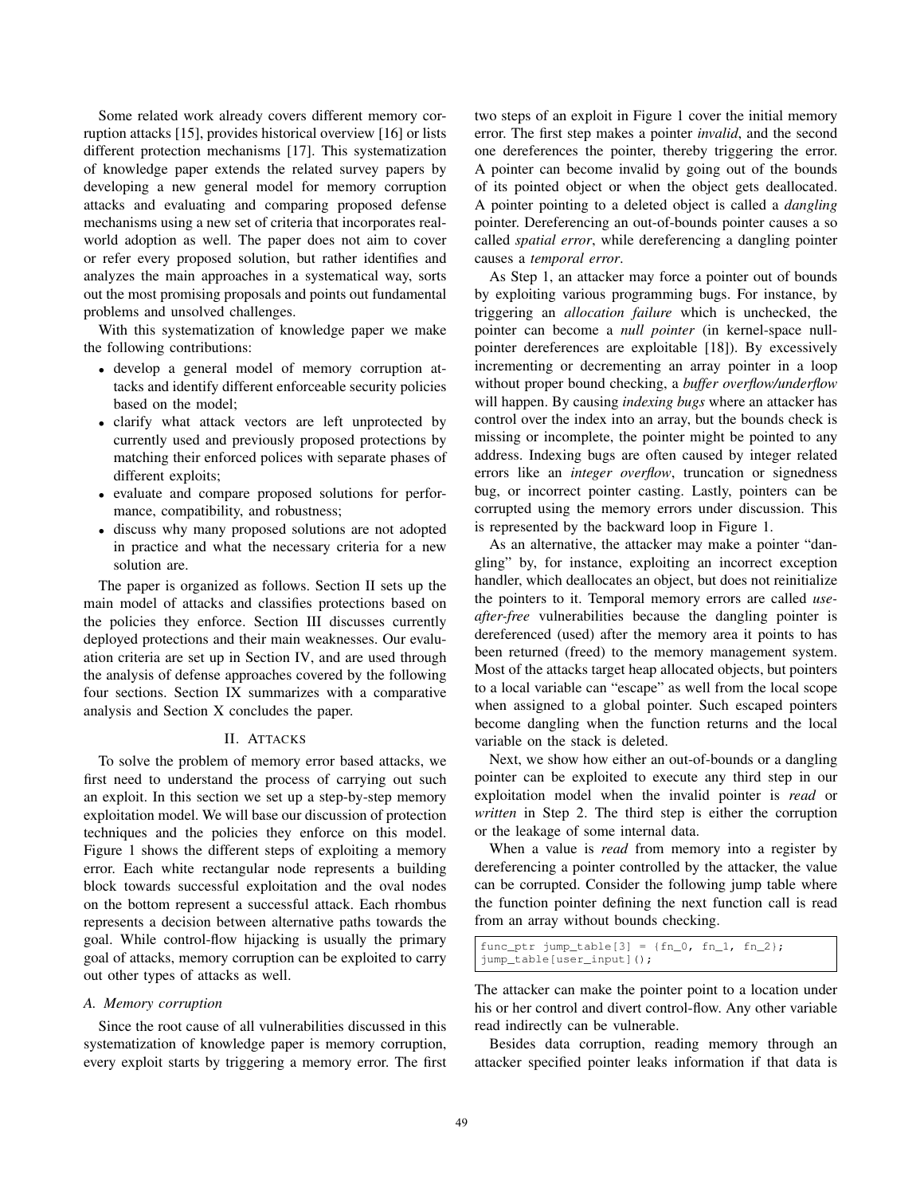Some related work already covers different memory corruption attacks [15], provides historical overview [16] or lists different protection mechanisms [17]. This systematization of knowledge paper extends the related survey papers by developing a new general model for memory corruption attacks and evaluating and comparing proposed defense mechanisms using a new set of criteria that incorporates real-world adoption as well. The paper does not aim to cover or refer every proposed solution, but rather identifies and analyzes the main approaches in a systematical way, sorts out the most promising proposals and points out fundamental problems and unsolved challenges.

With this systematization of knowledge paper we make the following contributions:

- develop a general model of memory corruption attacks and identify different enforceable security policies based on the model;
- clarify what attack vectors are left unprotected by currently used and previously proposed protections by matching their enforced polices with separate phases of different exploits;
- evaluate and compare proposed solutions for performance, compatibility, and robustness;
- discuss why many proposed solutions are not adopted in practice and what the necessary criteria for a new solution are.

The paper is organized as follows. Section II sets up the main model of attacks and classifies protections based on the policies they enforce. Section III discusses currently deployed protections and their main weaknesses. Our evaluation criteria are set up in Section IV, and are used through the analysis of defense approaches covered by the following four sections. Section IX summarizes with a comparative analysis and Section X concludes the paper.

## II. Attacks

To solve the problem of memory error based attacks, we first need to understand the process of carrying out such an exploit. In this section we set up a step-by-step memory exploitation model. We will base our discussion of protection techniques and the policies they enforce on this model. Figure 1 shows the different steps of exploiting a memory error. Each white rectangular node represents a building block towards successful exploitation and the oval nodes on the bottom represent a successful attack. Each rhombus represents a decision between alternative paths towards the goal. While control-flow hijacking is usually the primary goal of attacks, memory corruption can be exploited to carry out other types of attacks as well.

### A. Memory corruption

Since the root cause of all vulnerabilities discussed in this systematization of knowledge paper is memory corruption, every exploit starts by triggering a memory error. The first two steps of an exploit in Figure 1 cover the initial memory error. The first step makes a pointer *invalid*, and the second one dereferences the pointer, thereby triggering the error. A pointer can become invalid by going out of the bounds of its pointed object or when the object gets deallocated. A pointer pointing to a deleted object is called a *dangling* pointer. Dereferencing an out-of-bounds pointer causes a so called *spatial error*, while dereferencing a dangling pointer causes a *temporal error*.

As Step 1, an attacker may force a pointer out of bounds by exploiting various programming bugs. For instance, by triggering an *allocation failure* which is unchecked, the pointer can become a *null pointer* (in kernel-space null-pointer dereferences are exploitable [18]). By excessively incrementing or decrementing an array pointer in a loop without proper bound checking, a *buffer overflow/underflow* will happen. By causing *indexing bugs* where an attacker has control over the index into an array, but the bounds check is missing or incomplete, the pointer might be pointed to any address. Indexing bugs are often caused by integer related errors like an *integer overflow*, truncation or signedness bug, or incorrect pointer casting. Lastly, pointers can be corrupted using the memory errors under discussion. This is represented by the backward loop in Figure 1.

As an alternative, the attacker may make a pointer "dangling" by, for instance, exploiting an incorrect exception handler, which deallocates an object, but does not reinitialize the pointers to it. Temporal memory errors are called *use-after-free* vulnerabilities because the dangling pointer is dereferenced (used) after the memory area it points to has been returned (freed) to the memory management system. Most of the attacks target heap allocated objects, but pointers to a local variable can "escape" as well from the local scope when assigned to a global pointer. Such escaped pointers become dangling when the function returns and the local variable on the stack is deleted.

Next, we show how either an out-of-bounds or a dangling pointer can be exploited to execute any third step in our exploitation model when the invalid pointer is *read* or *written* in Step 2. The third step is either the corruption or the leakage of some internal data.

When a value is *read* from memory into a register by dereferencing a pointer controlled by the attacker, the value can be corrupted. Consider the following jump table where the function pointer defining the next function call is read from an array without bounds checking.

```
func_ptr jump_table[3] = {fn_0, fn_1, fn_2};
jump_table[user_input]();
```

The attacker can make the pointer point to a location under his or her control and divert control-flow. Any other variable read indirectly can be vulnerable.

Besides data corruption, reading memory through an attacker specified pointer leaks information if that data is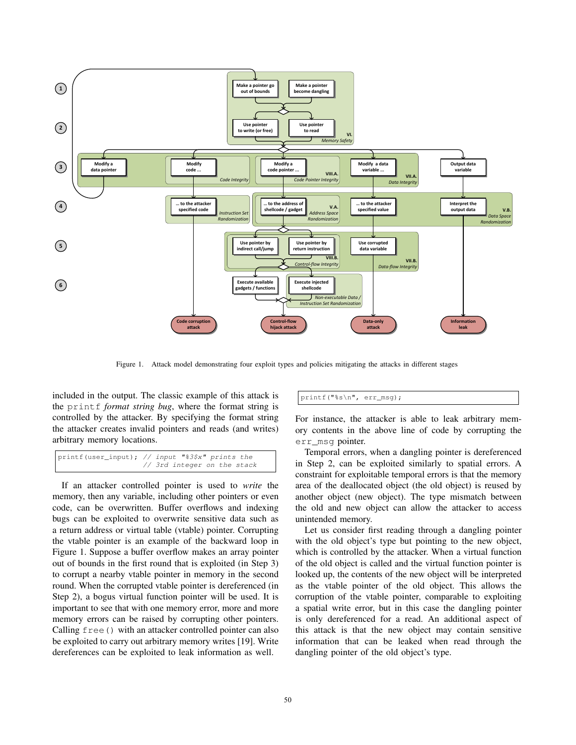Figure 1. Attack model demonstrating four exploit types and policies mitigating the attacks in different stages

included in the output. The classic example of this attack is the `printf` *format string bug*, where the format string is controlled by the attacker. By specifying the format string the attacker creates invalid pointers and reads (and writes) arbitrary memory locations.

```
printf(user_input); // input "%3$x" prints the
                    // 3rd integer on the stack
```

If an attacker controlled pointer is used to *write* the memory, then any variable, including other pointers or even code, can be overwritten. Buffer overflows and indexing bugs can be exploited to overwrite sensitive data such as a return address or virtual table (vtable) pointer. Corrupting the vtable pointer is an example of the backward loop in Figure 1. Suppose a buffer overflow makes an array pointer out of bounds in the first round that is exploited (in Step 3) to corrupt a nearby vtable pointer in memory in the second round. When the corrupted vtable pointer is dereferenced (in Step 2), a bogus virtual function pointer will be used. It is important to see that with one memory error, more and more memory errors can be raised by corrupting other pointers. Calling `free()` with an attacker controlled pointer can also be exploited to carry out arbitrary memory writes [19]. Write dereferences can be exploited to leak information as well.

```
printf("%s\n", err_msg);
```

For instance, the attacker is able to leak arbitrary memory contents in the above line of code by corrupting the `err_msg` pointer.

Temporal errors, when a dangling pointer is dereferenced in Step 2, can be exploited similarly to spatial errors. A constraint for exploitable temporal errors is that the memory area of the deallocated object (the old object) is reused by another object (new object). The type mismatch between the old and new object can allow the attacker to access unintended memory.

Let us consider first reading through a dangling pointer with the old object's type but pointing to the new object, which is controlled by the attacker. When a virtual function of the old object is called and the virtual function pointer is looked up, the contents of the new object will be interpreted as the vtable pointer of the old object. This allows the corruption of the vtable pointer, comparable to exploiting a spatial write error, but in this case the dangling pointer is only dereferenced for a read. An additional aspect of this attack is that the new object may contain sensitive information that can be leaked when read through the dangling pointer of the old object's type.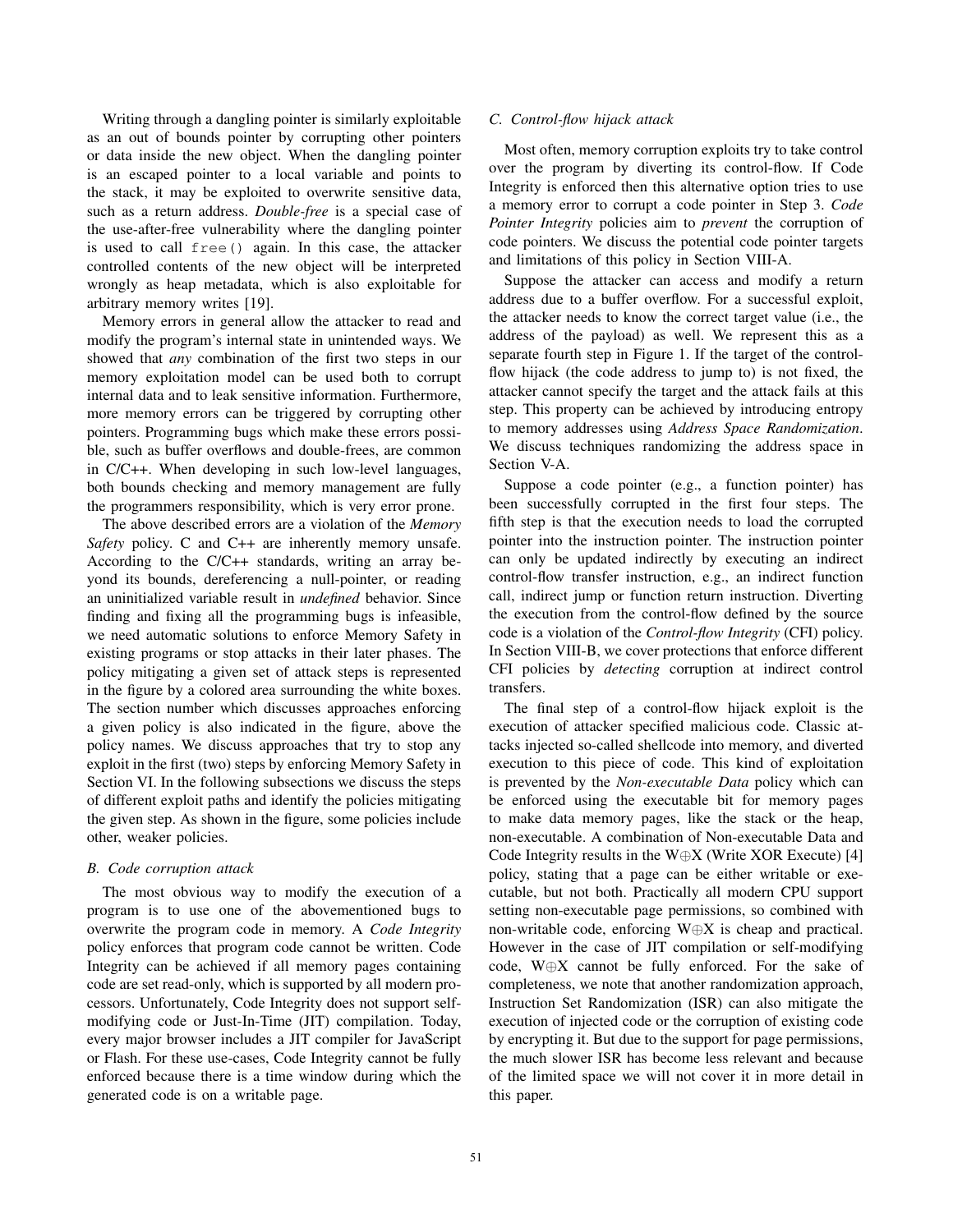Writing through a dangling pointer is similarly exploitable as an out of bounds pointer by corrupting other pointers or data inside the new object. When the dangling pointer is an escaped pointer to a local variable and points to the stack, it may be exploited to overwrite sensitive data, such as a return address. *Double-free* is a special case of the use-after-free vulnerability where the dangling pointer is used to call `free()` again. In this case, the attacker controlled contents of the new object will be interpreted wrongly as heap metadata, which is also exploitable for arbitrary memory writes [19].

Memory errors in general allow the attacker to read and modify the program's internal state in unintended ways. We showed that *any* combination of the first two steps in our memory exploitation model can be used both to corrupt internal data and to leak sensitive information. Furthermore, more memory errors can be triggered by corrupting other pointers. Programming bugs which make these errors possible, such as buffer overflows and double-frees, are common in C/C++. When developing in such low-level languages, both bounds checking and memory management are fully the programmers responsibility, which is very error prone.

The above described errors are a violation of the *Memory Safety* policy. C and C++ are inherently memory unsafe. According to the C/C++ standards, writing an array beyond its bounds, dereferencing a null-pointer, or reading an uninitialized variable result in *undefined* behavior. Since finding and fixing all the programming bugs is infeasible, we need automatic solutions to enforce Memory Safety in existing programs or stop attacks in their later phases. The policy mitigating a given set of attack steps is represented in the figure by a colored area surrounding the white boxes. The section number which discusses approaches enforcing a given policy is also indicated in the figure, above the policy names. We discuss approaches that try to stop any exploit in the first (two) steps by enforcing Memory Safety in Section VI. In the following subsections we discuss the steps of different exploit paths and identify the policies mitigating the given step. As shown in the figure, some policies include other, weaker policies.

### B. Code corruption attack

The most obvious way to modify the execution of a program is to use one of the abovementioned bugs to overwrite the program code in memory. A *Code Integrity* policy enforces that program code cannot be written. Code Integrity can be achieved if all memory pages containing code are set read-only, which is supported by all modern processors. Unfortunately, Code Integrity does not support self-modifying code or Just-In-Time (JIT) compilation. Today, every major browser includes a JIT compiler for JavaScript or Flash. For these use-cases, Code Integrity cannot be fully enforced because there is a time window during which the generated code is on a writable page.

### C. Control-flow hijack attack

Most often, memory corruption exploits try to take control over the program by diverting its control-flow. If Code Integrity is enforced then this alternative option tries to use a memory error to corrupt a code pointer in Step 3. *Code Pointer Integrity* policies aim to *prevent* the corruption of code pointers. We discuss the potential code pointer targets and limitations of this policy in Section VIII-A.

Suppose the attacker can access and modify a return address due to a buffer overflow. For a successful exploit, the attacker needs to know the correct target value (i.e., the address of the payload) as well. We represent this as a separate fourth step in Figure 1. If the target of the control-flow hijack (the code address to jump to) is not fixed, the attacker cannot specify the target and the attack fails at this step. This property can be achieved by introducing entropy to memory addresses using *Address Space Randomization*. We discuss techniques randomizing the address space in Section V-A.

Suppose a code pointer (e.g., a function pointer) has been successfully corrupted in the first four steps. The fifth step is that the execution needs to load the corrupted pointer into the instruction pointer. The instruction pointer can only be updated indirectly by executing an indirect control-flow transfer instruction, e.g., an indirect function call, indirect jump or function return instruction. Diverting the execution from the control-flow defined by the source code is a violation of the *Control-flow Integrity* (CFI) policy. In Section VIII-B, we cover protections that enforce different CFI policies by *detecting* corruption at indirect control transfers.

The final step of a control-flow hijack exploit is the execution of attacker specified malicious code. Classic attacks injected so-called shellcode into memory, and diverted execution to this piece of code. This kind of exploitation is prevented by the *Non-executable Data* policy which can be enforced using the executable bit for memory pages to make data memory pages, like the stack or the heap, non-executable. A combination of Non-executable Data and Code Integrity results in the W$\oplus$X (Write XOR Execute) [4] policy, stating that a page can be either writable or executable, but not both. Practically all modern CPU support setting non-executable page permissions, so combined with non-writable code, enforcing W$\oplus$X is cheap and practical. However in the case of JIT compilation or self-modifying code, W$\oplus$X cannot be fully enforced. For the sake of completeness, we note that another randomization approach, Instruction Set Randomization (ISR) can also mitigate the execution of injected code or the corruption of existing code by encrypting it. But due to the support for page permissions, the much slower ISR has become less relevant and because of the limited space we will not cover it in more detail in this paper.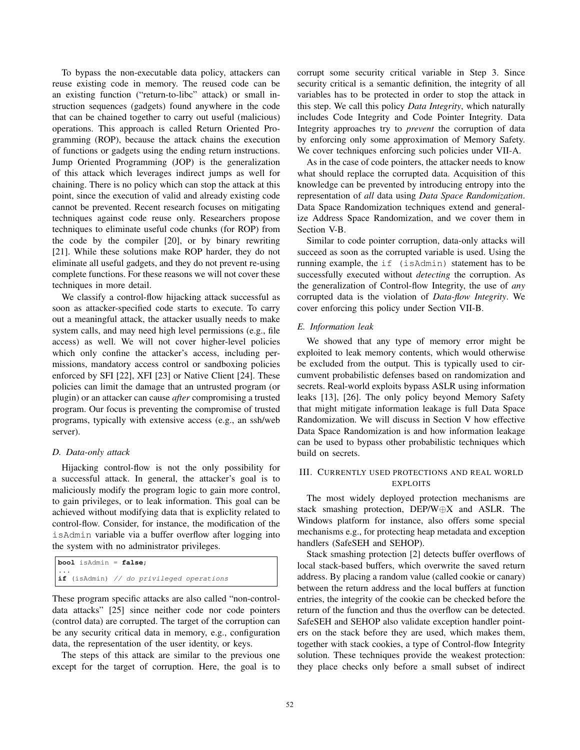To bypass the non-executable data policy, attackers can reuse existing code in memory. The reused code can be an existing function ("return-to-libc" attack) or small instruction sequences (gadgets) found anywhere in the code that can be chained together to carry out useful (malicious) operations. This approach is called Return Oriented Programming (ROP), because the attack chains the execution of functions or gadgets using the ending return instructions. Jump Oriented Programming (JOP) is the generalization of this attack which leverages indirect jumps as well for chaining. There is no policy which can stop the attack at this point, since the execution of valid and already existing code cannot be prevented. Recent research focuses on mitigating techniques against code reuse only. Researchers propose techniques to eliminate useful code chunks (for ROP) from the code by the compiler [20], or by binary rewriting [21]. While these solutions make ROP harder, they do not eliminate all useful gadgets, and they do not prevent re-using complete functions. For these reasons we will not cover these techniques in more detail.

We classify a control-flow hijacking attack successful as soon as attacker-specified code starts to execute. To carry out a meaningful attack, the attacker usually needs to make system calls, and may need high level permissions (e.g., file access) as well. We will not cover higher-level policies which only confine the attacker's access, including permissions, mandatory access control or sandboxing policies enforced by SFI [22], XFI [23] or Native Client [24]. These policies can limit the damage that an untrusted program (or plugin) or an attacker can cause *after* compromising a trusted program. Our focus is preventing the compromise of trusted programs, typically with extensive access (e.g., an ssh/web server).

### D. Data-only attack

Hijacking control-flow is not the only possibility for a successful attack. In general, the attacker's goal is to maliciously modify the program logic to gain more control, to gain privileges, or to leak information. This goal can be achieved without modifying data that is expliclity related to control-flow. Consider, for instance, the modification of the `isAdmin` variable via a buffer overflow after logging into the system with no administrator privileges.

```
bool isAdmin = false;
...
if (isAdmin) // do privileged operations
```

These program specific attacks are also called "non-control-data attacks" [25] since neither code nor code pointers (control data) are corrupted. The target of the corruption can be any security critical data in memory, e.g., configuration data, the representation of the user identity, or keys.

The steps of this attack are similar to the previous one except for the target of corruption. Here, the goal is to corrupt some security critical variable in Step 3. Since security critical is a semantic definition, the integrity of all variables has to be protected in order to stop the attack in this step. We call this policy *Data Integrity*, which naturally includes Code Integrity and Code Pointer Integrity. Data Integrity approaches try to *prevent* the corruption of data by enforcing only some approximation of Memory Safety. We cover techniques enforcing such policies under VII-A.

As in the case of code pointers, the attacker needs to know what should replace the corrupted data. Acquisition of this knowledge can be prevented by introducing entropy into the representation of *all* data using *Data Space Randomization*. Data Space Randomization techniques extend and generalize Address Space Randomization, and we cover them in Section V-B.

Similar to code pointer corruption, data-only attacks will succeed as soon as the corrupted variable is used. Using the running example, the `if (isAdmin)` statement has to be successfully executed without *detecting* the corruption. As the generalization of Control-flow Integrity, the use of *any* corrupted data is the violation of *Data-flow Integrity*. We cover enforcing this policy under Section VII-B.

### E. Information leak

We showed that any type of memory error might be exploited to leak memory contents, which would otherwise be excluded from the output. This is typically used to circumvent probabilistic defenses based on randomization and secrets. Real-world exploits bypass ASLR using information leaks [13], [26]. The only policy beyond Memory Safety that might mitigate information leakage is full Data Space Randomization. We will discuss in Section V how effective Data Space Randomization is and how information leakage can be used to bypass other probabilistic techniques which build on secrets.

## III. Currently used protections and real world exploits

The most widely deployed protection mechanisms are stack smashing protection, DEP/W⊕X and ASLR. The Windows platform for instance, also offers some special mechanisms e.g., for protecting heap metadata and exception handlers (SafeSEH and SEHOP).

Stack smashing protection [2] detects buffer overflows of local stack-based buffers, which overwrite the saved return address. By placing a random value (called cookie or canary) between the return address and the local buffers at function entries, the integrity of the cookie can be checked before the return of the function and thus the overflow can be detected. SafeSEH and SEHOP also validate exception handler pointers on the stack before they are used, which makes them, together with stack cookies, a type of Control-flow Integrity solution. These techniques provide the weakest protection: they place checks only before a small subset of indirect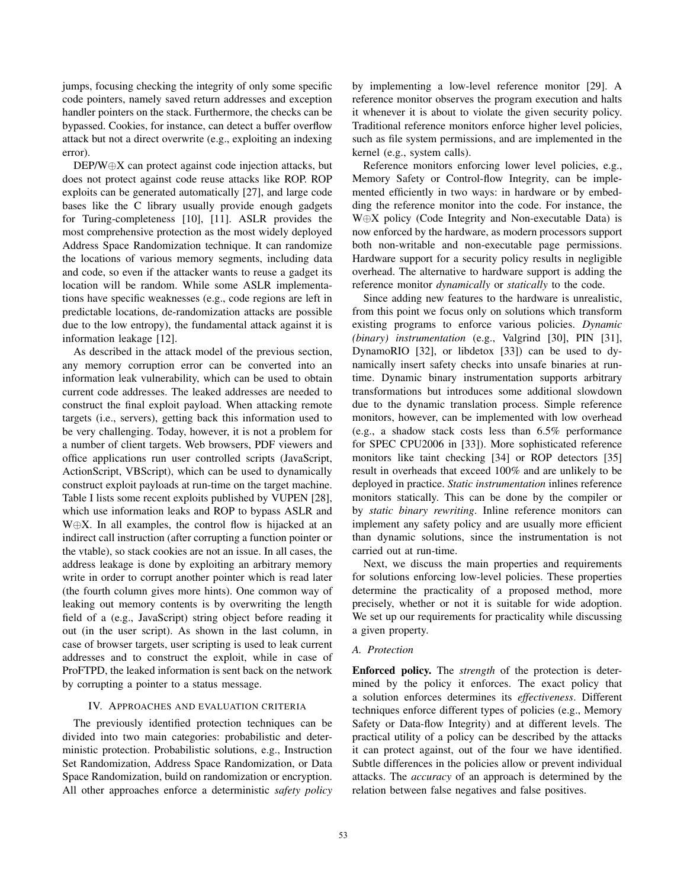jumps, focusing checking the integrity of only some specific code pointers, namely saved return addresses and exception handler pointers on the stack. Furthermore, the checks can be bypassed. Cookies, for instance, can detect a buffer overflow attack but not a direct overwrite (e.g., exploiting an indexing error).

DEP/W⊕X can protect against code injection attacks, but does not protect against code reuse attacks like ROP. ROP exploits can be generated automatically [27], and large code bases like the C library usually provide enough gadgets for Turing-completeness [10], [11]. ASLR provides the most comprehensive protection as the most widely deployed Address Space Randomization technique. It can randomize the locations of various memory segments, including data and code, so even if the attacker wants to reuse a gadget its location will be random. While some ASLR implementations have specific weaknesses (e.g., code regions are left in predictable locations, de-randomization attacks are possible due to the low entropy), the fundamental attack against it is information leakage [12].

As described in the attack model of the previous section, any memory corruption error can be converted into an information leak vulnerability, which can be used to obtain current code addresses. The leaked addresses are needed to construct the final exploit payload. When attacking remote targets (i.e., servers), getting back this information used to be very challenging. Today, however, it is not a problem for a number of client targets. Web browsers, PDF viewers and office applications run user controlled scripts (JavaScript, ActionScript, VBScript), which can be used to dynamically construct exploit payloads at run-time on the target machine. Table I lists some recent exploits published by VUPEN [28], which use information leaks and ROP to bypass ASLR and W⊕X. In all examples, the control flow is hijacked at an indirect call instruction (after corrupting a function pointer or the vtable), so stack cookies are not an issue. In all cases, the address leakage is done by exploiting an arbitrary memory write in order to corrupt another pointer which is read later (the fourth column gives more hints). One common way of leaking out memory contents is by overwriting the length field of a (e.g., JavaScript) string object before reading it out (in the user script). As shown in the last column, in case of browser targets, user scripting is used to leak current addresses and to construct the exploit, while in case of ProFTPD, the leaked information is sent back on the network by corrupting a pointer to a status message.

## IV. Approaches and Evaluation Criteria

The previously identified protection techniques can be divided into two main categories: probabilistic and deterministic protection. Probabilistic solutions, e.g., Instruction Set Randomization, Address Space Randomization, or Data Space Randomization, build on randomization or encryption. All other approaches enforce a deterministic *safety policy* by implementing a low-level reference monitor [29]. A reference monitor observes the program execution and halts it whenever it is about to violate the given security policy. Traditional reference monitors enforce higher level policies, such as file system permissions, and are implemented in the kernel (e.g., system calls).

Reference monitors enforcing lower level policies, e.g., Memory Safety or Control-flow Integrity, can be implemented efficiently in two ways: in hardware or by embedding the reference monitor into the code. For instance, the W⊕X policy (Code Integrity and Non-executable Data) is now enforced by the hardware, as modern processors support both non-writable and non-executable page permissions. Hardware support for a security policy results in negligible overhead. The alternative to hardware support is adding the reference monitor *dynamically* or *statically* to the code.

Since adding new features to the hardware is unrealistic, from this point we focus only on solutions which transform existing programs to enforce various policies. *Dynamic (binary) instrumentation* (e.g., Valgrind [30], PIN [31], DynamoRIO [32], or libdetox [33]) can be used to dynamically insert safety checks into unsafe binaries at runtime. Dynamic binary instrumentation supports arbitrary transformations but introduces some additional slowdown due to the dynamic translation process. Simple reference monitors, however, can be implemented with low overhead (e.g., a shadow stack costs less than 6.5% performance for SPEC CPU2006 in [33]). More sophisticated reference monitors like taint checking [34] or ROP detectors [35] result in overheads that exceed 100% and are unlikely to be deployed in practice. *Static instrumentation* inlines reference monitors statically. This can be done by the compiler or by *static binary rewriting*. Inline reference monitors can implement any safety policy and are usually more efficient than dynamic solutions, since the instrumentation is not carried out at run-time.

Next, we discuss the main properties and requirements for solutions enforcing low-level policies. These properties determine the practicality of a proposed method, more precisely, whether or not it is suitable for wide adoption. We set up our requirements for practicality while discussing a given property.

### A. Protection

**Enforced policy.** The *strength* of the protection is determined by the policy it enforces. The exact policy that a solution enforces determines its *effectiveness*. Different techniques enforce different types of policies (e.g., Memory Safety or Data-flow Integrity) and at different levels. The practical utility of a policy can be described by the attacks it can protect against, out of the four we have identified. Subtle differences in the policies allow or prevent individual attacks. The *accuracy* of an approach is determined by the relation between false negatives and false positives.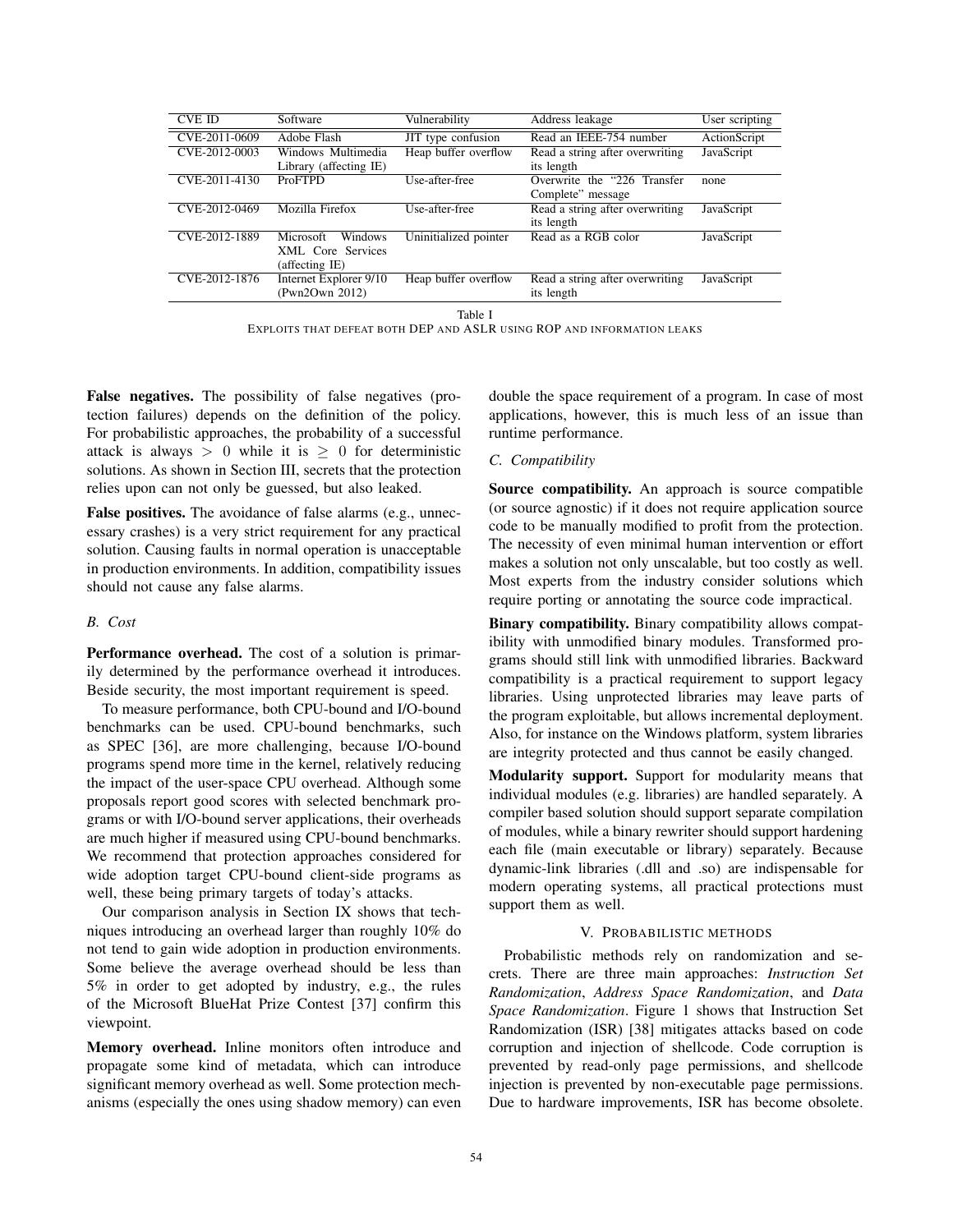| CVE ID | Software | Vulnerability | Address leakage | User scripting |
|---|---|---|---|---|
| CVE-2011-0609 | Adobe Flash | JIT type confusion | Read an IEEE-754 number | ActionScript |
| CVE-2012-0003 | Windows Multimedia Library (affecting IE) | Heap buffer overflow | Read a string after overwriting its length | JavaScript |
| CVE-2011-4130 | ProFTPD | Use-after-free | Overwrite the "226 Transfer Complete" message | none |
| CVE-2012-0469 | Mozilla Firefox | Use-after-free | Read a string after overwriting its length | JavaScript |
| CVE-2012-1889 | Microsoft Windows XML Core Services (affecting IE) | Uninitialized pointer | Read as a RGB color | JavaScript |
| CVE-2012-1876 | Internet Explorer 9/10 (Pwn2Own 2012) | Heap buffer overflow | Read a string after overwriting its length | JavaScript |

Table I
EXPLOITS THAT DEFEAT BOTH DEP AND ASLR USING ROP AND INFORMATION LEAKS

**False negatives.** The possibility of false negatives (protection failures) depends on the definition of the policy. For probabilistic approaches, the probability of a successful attack is always $> 0$ while it is $\geq 0$ for deterministic solutions. As shown in Section III, secrets that the protection relies upon can not only be guessed, but also leaked.

**False positives.** The avoidance of false alarms (e.g., unnecessary crashes) is a very strict requirement for any practical solution. Causing faults in normal operation is unacceptable in production environments. In addition, compatibility issues should not cause any false alarms.

### *B. Cost*

**Performance overhead.** The cost of a solution is primarily determined by the performance overhead it introduces. Beside security, the most important requirement is speed.

To measure performance, both CPU-bound and I/O-bound benchmarks can be used. CPU-bound benchmarks, such as SPEC [36], are more challenging, because I/O-bound programs spend more time in the kernel, relatively reducing the impact of the user-space CPU overhead. Although some proposals report good scores with selected benchmark programs or with I/O-bound server applications, their overheads are much higher if measured using CPU-bound benchmarks. We recommend that protection approaches considered for wide adoption target CPU-bound client-side programs as well, these being primary targets of today's attacks.

Our comparison analysis in Section IX shows that techniques introducing an overhead larger than roughly 10% do not tend to gain wide adoption in production environments. Some believe the average overhead should be less than 5% in order to get adopted by industry, e.g., the rules of the Microsoft BlueHat Prize Contest [37] confirm this viewpoint.

**Memory overhead.** Inline monitors often introduce and propagate some kind of metadata, which can introduce significant memory overhead as well. Some protection mechanisms (especially the ones using shadow memory) can even double the space requirement of a program. In case of most applications, however, this is much less of an issue than runtime performance.

### *C. Compatibility*

**Source compatibility.** An approach is source compatible (or source agnostic) if it does not require application source code to be manually modified to profit from the protection. The necessity of even minimal human intervention or effort makes a solution not only unscalable, but too costly as well. Most experts from the industry consider solutions which require porting or annotating the source code impractical.

**Binary compatibility.** Binary compatibility allows compatibility with unmodified binary modules. Transformed programs should still link with unmodified libraries. Backward compatibility is a practical requirement to support legacy libraries. Using unprotected libraries may leave parts of the program exploitable, but allows incremental deployment. Also, for instance on the Windows platform, system libraries are integrity protected and thus cannot be easily changed.

**Modularity support.** Support for modularity means that individual modules (e.g. libraries) are handled separately. A compiler based solution should support separate compilation of modules, while a binary rewriter should support hardening each file (main executable or library) separately. Because dynamic-link libraries (.dll and .so) are indispensable for modern operating systems, all practical protections must support them as well.

## V. PROBABILISTIC METHODS

Probabilistic methods rely on randomization and secrets. There are three main approaches: *Instruction Set Randomization*, *Address Space Randomization*, and *Data Space Randomization*. Figure 1 shows that Instruction Set Randomization (ISR) [38] mitigates attacks based on code corruption and injection of shellcode. Code corruption is prevented by read-only page permissions, and shellcode injection is prevented by non-executable page permissions. Due to hardware improvements, ISR has become obsolete.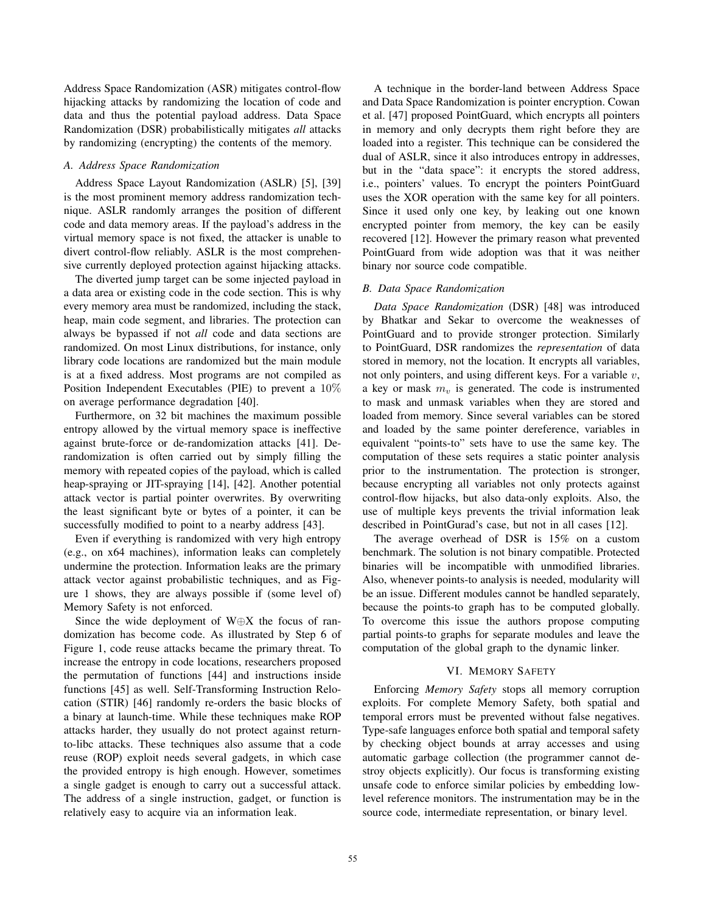Address Space Randomization (ASR) mitigates control-flow hijacking attacks by randomizing the location of code and data and thus the potential payload address. Data Space Randomization (DSR) probabilistically mitigates *all* attacks by randomizing (encrypting) the contents of the memory.

### A. Address Space Randomization

Address Space Layout Randomization (ASLR) [5], [39] is the most prominent memory address randomization technique. ASLR randomly arranges the position of different code and data memory areas. If the payload's address in the virtual memory space is not fixed, the attacker is unable to divert control-flow reliably. ASLR is the most comprehensive currently deployed protection against hijacking attacks.

The diverted jump target can be some injected payload in a data area or existing code in the code section. This is why every memory area must be randomized, including the stack, heap, main code segment, and libraries. The protection can always be bypassed if not *all* code and data sections are randomized. On most Linux distributions, for instance, only library code locations are randomized but the main module is at a fixed address. Most programs are not compiled as Position Independent Executables (PIE) to prevent a $10\%$ on average performance degradation [40].

Furthermore, on 32 bit machines the maximum possible entropy allowed by the virtual memory space is ineffective against brute-force or de-randomization attacks [41]. De-randomization is often carried out by simply filling the memory with repeated copies of the payload, which is called heap-spraying or JIT-spraying [14], [42]. Another potential attack vector is partial pointer overwrites. By overwriting the least significant byte or bytes of a pointer, it can be successfully modified to point to a nearby address [43].

Even if everything is randomized with very high entropy (e.g., on x64 machines), information leaks can completely undermine the protection. Information leaks are the primary attack vector against probabilistic techniques, and as Figure 1 shows, they are always possible if (some level of) Memory Safety is not enforced.

Since the wide deployment of W$\oplus$X the focus of randomization has become code. As illustrated by Step 6 of Figure 1, code reuse attacks became the primary threat. To increase the entropy in code locations, researchers proposed the permutation of functions [44] and instructions inside functions [45] as well. Self-Transforming Instruction Relocation (STIR) [46] randomly re-orders the basic blocks of a binary at launch-time. While these techniques make ROP attacks harder, they usually do not protect against return-to-libc attacks. These techniques also assume that a code reuse (ROP) exploit needs several gadgets, in which case the provided entropy is high enough. However, sometimes a single gadget is enough to carry out a successful attack. The address of a single instruction, gadget, or function is relatively easy to acquire via an information leak.

A technique in the border-land between Address Space and Data Space Randomization is pointer encryption. Cowan et al. [47] proposed PointGuard, which encrypts all pointers in memory and only decrypts them right before they are loaded into a register. This technique can be considered the dual of ASLR, since it also introduces entropy in addresses, but in the "data space": it encrypts the stored address, i.e., pointers' values. To encrypt the pointers PointGuard uses the XOR operation with the same key for all pointers. Since it used only one key, by leaking out one known encrypted pointer from memory, the key can be easily recovered [12]. However the primary reason what prevented PointGuard from wide adoption was that it was neither binary nor source code compatible.

### B. Data Space Randomization

*Data Space Randomization* (DSR) [48] was introduced by Bhatkar and Sekar to overcome the weaknesses of PointGuard and to provide stronger protection. Similarly to PointGuard, DSR randomizes the *representation* of data stored in memory, not the location. It encrypts all variables, not only pointers, and using different keys. For a variable $v$, a key or mask $m_v$ is generated. The code is instrumented to mask and unmask variables when they are stored and loaded from memory. Since several variables can be stored and loaded by the same pointer dereference, variables in equivalent "points-to" sets have to use the same key. The computation of these sets requires a static pointer analysis prior to the instrumentation. The protection is stronger, because encrypting all variables not only protects against control-flow hijacks, but also data-only exploits. Also, the use of multiple keys prevents the trivial information leak described in PointGurad's case, but not in all cases [12].

The average overhead of DSR is 15% on a custom benchmark. The solution is not binary compatible. Protected binaries will be incompatible with unmodified libraries. Also, whenever points-to analysis is needed, modularity will be an issue. Different modules cannot be handled separately, because the points-to graph has to be computed globally. To overcome this issue the authors propose computing partial points-to graphs for separate modules and leave the computation of the global graph to the dynamic linker.

## VI. Memory Safety

Enforcing *Memory Safety* stops all memory corruption exploits. For complete Memory Safety, both spatial and temporal errors must be prevented without false negatives. Type-safe languages enforce both spatial and temporal safety by checking object bounds at array accesses and using automatic garbage collection (the programmer cannot destroy objects explicitly). Our focus is transforming existing unsafe code to enforce similar policies by embedding low-level reference monitors. The instrumentation may be in the source code, intermediate representation, or binary level.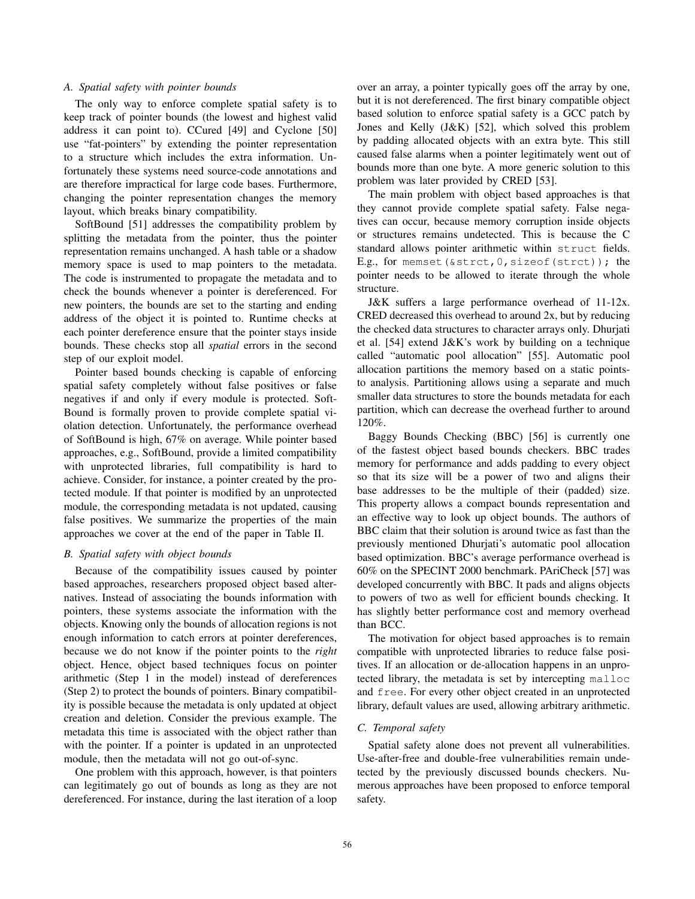### A. Spatial safety with pointer bounds

The only way to enforce complete spatial safety is to keep track of pointer bounds (the lowest and highest valid address it can point to). CCured [49] and Cyclone [50] use "fat-pointers" by extending the pointer representation to a structure which includes the extra information. Unfortunately these systems need source-code annotations and are therefore impractical for large code bases. Furthermore, changing the pointer representation changes the memory layout, which breaks binary compatibility.

SoftBound [51] addresses the compatibility problem by splitting the metadata from the pointer, thus the pointer representation remains unchanged. A hash table or a shadow memory space is used to map pointers to the metadata. The code is instrumented to propagate the metadata and to check the bounds whenever a pointer is dereferenced. For new pointers, the bounds are set to the starting and ending address of the object it is pointed to. Runtime checks at each pointer dereference ensure that the pointer stays inside bounds. These checks stop all *spatial* errors in the second step of our exploit model.

Pointer based bounds checking is capable of enforcing spatial safety completely without false positives or false negatives if and only if every module is protected. SoftBound is formally proven to provide complete spatial violation detection. Unfortunately, the performance overhead of SoftBound is high, 67% on average. While pointer based approaches, e.g., SoftBound, provide a limited compatibility with unprotected libraries, full compatibility is hard to achieve. Consider, for instance, a pointer created by the protected module. If that pointer is modified by an unprotected module, the corresponding metadata is not updated, causing false positives. We summarize the properties of the main approaches we cover at the end of the paper in Table II.

### B. Spatial safety with object bounds

Because of the compatibility issues caused by pointer based approaches, researchers proposed object based alternatives. Instead of associating the bounds information with pointers, these systems associate the information with the objects. Knowing only the bounds of allocation regions is not enough information to catch errors at pointer dereferences, because we do not know if the pointer points to the *right* object. Hence, object based techniques focus on pointer arithmetic (Step 1 in the model) instead of dereferences (Step 2) to protect the bounds of pointers. Binary compatibility is possible because the metadata is only updated at object creation and deletion. Consider the previous example. The metadata this time is associated with the object rather than with the pointer. If a pointer is updated in an unprotected module, then the metadata will not go out-of-sync.

One problem with this approach, however, is that pointers can legitimately go out of bounds as long as they are not dereferenced. For instance, during the last iteration of a loop over an array, a pointer typically goes off the array by one, but it is not dereferenced. The first binary compatible object based solution to enforce spatial safety is a GCC patch by Jones and Kelly (J&K) [52], which solved this problem by padding allocated objects with an extra byte. This still caused false alarms when a pointer legitimately went out of bounds more than one byte. A more generic solution to this problem was later provided by CRED [53].

The main problem with object based approaches is that they cannot provide complete spatial safety. False negatives can occur, because memory corruption inside objects or structures remains undetected. This is because the C standard allows pointer arithmetic within `struct` fields. E.g., for `memset(&strct,0,sizeof(strct));` the pointer needs to be allowed to iterate through the whole structure.

J&K suffers a large performance overhead of 11-12x. CRED decreased this overhead to around 2x, but by reducing the checked data structures to character arrays only. Dhurjati et al. [54] extend J&K's work by building on a technique called "automatic pool allocation" [55]. Automatic pool allocation partitions the memory based on a static points-to analysis. Partitioning allows using a separate and much smaller data structures to store the bounds metadata for each partition, which can decrease the overhead further to around 120%.

Baggy Bounds Checking (BBC) [56] is currently one of the fastest object based bounds checkers. BBC trades memory for performance and adds padding to every object so that its size will be a power of two and aligns their base addresses to be the multiple of their (padded) size. This property allows a compact bounds representation and an effective way to look up object bounds. The authors of BBC claim that their solution is around twice as fast than the previously mentioned Dhurjati's automatic pool allocation based optimization. BBC's average performance overhead is 60% on the SPECINT 2000 benchmark. PAriCheck [57] was developed concurrently with BBC. It pads and aligns objects to powers of two as well for efficient bounds checking. It has slightly better performance cost and memory overhead than BCC.

The motivation for object based approaches is to remain compatible with unprotected libraries to reduce false positives. If an allocation or de-allocation happens in an unprotected library, the metadata is set by intercepting `malloc` and `free`. For every other object created in an unprotected library, default values are used, allowing arbitrary arithmetic.

### C. Temporal safety

Spatial safety alone does not prevent all vulnerabilities. Use-after-free and double-free vulnerabilities remain undetected by the previously discussed bounds checkers. Numerous approaches have been proposed to enforce temporal safety.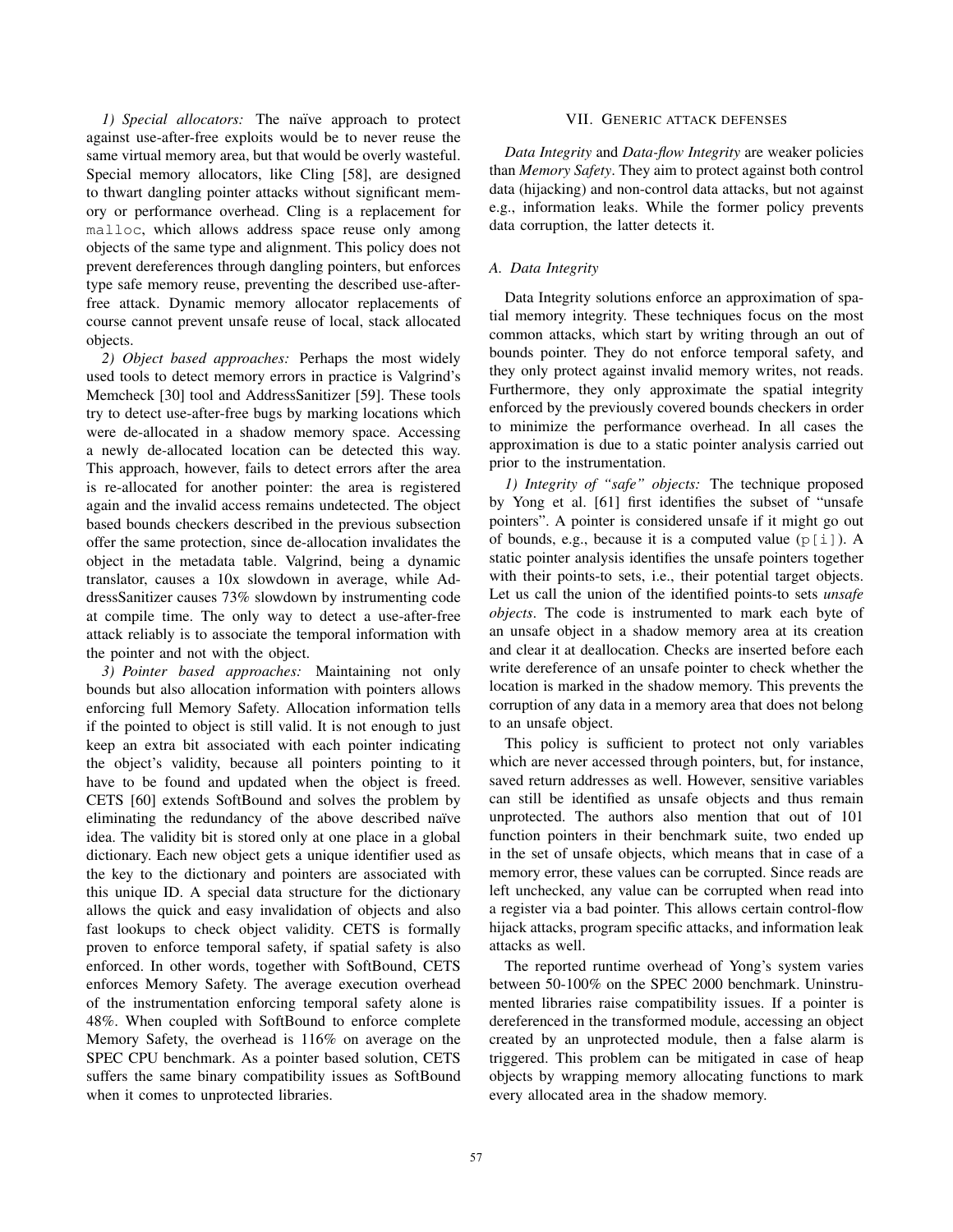*1) Special allocators:* The naïve approach to protect against use-after-free exploits would be to never reuse the same virtual memory area, but that would be overly wasteful. Special memory allocators, like Cling [58], are designed to thwart dangling pointer attacks without significant memory or performance overhead. Cling is a replacement for `malloc`, which allows address space reuse only among objects of the same type and alignment. This policy does not prevent dereferences through dangling pointers, but enforces type safe memory reuse, preventing the described use-after-free attack. Dynamic memory allocator replacements of course cannot prevent unsafe reuse of local, stack allocated objects.

*2) Object based approaches:* Perhaps the most widely used tools to detect memory errors in practice is Valgrind's Memcheck [30] tool and AddressSanitizer [59]. These tools try to detect use-after-free bugs by marking locations which were de-allocated in a shadow memory space. Accessing a newly de-allocated location can be detected this way. This approach, however, fails to detect errors after the area is re-allocated for another pointer: the area is registered again and the invalid access remains undetected. The object based bounds checkers described in the previous subsection offer the same protection, since de-allocation invalidates the object in the metadata table. Valgrind, being a dynamic translator, causes a 10x slowdown in average, while AddressSanitizer causes 73% slowdown by instrumenting code at compile time. The only way to detect a use-after-free attack reliably is to associate the temporal information with the pointer and not with the object.

*3) Pointer based approaches:* Maintaining not only bounds but also allocation information with pointers allows enforcing full Memory Safety. Allocation information tells if the pointed to object is still valid. It is not enough to just keep an extra bit associated with each pointer indicating the object's validity, because all pointers pointing to it have to be found and updated when the object is freed. CETS [60] extends SoftBound and solves the problem by eliminating the redundancy of the above described naïve idea. The validity bit is stored only at one place in a global dictionary. Each new object gets a unique identifier used as the key to the dictionary and pointers are associated with this unique ID. A special data structure for the dictionary allows the quick and easy invalidation of objects and also fast lookups to check object validity. CETS is formally proven to enforce temporal safety, if spatial safety is also enforced. In other words, together with SoftBound, CETS enforces Memory Safety. The average execution overhead of the instrumentation enforcing temporal safety alone is 48%. When coupled with SoftBound to enforce complete Memory Safety, the overhead is 116% on average on the SPEC CPU benchmark. As a pointer based solution, CETS suffers the same binary compatibility issues as SoftBound when it comes to unprotected libraries.

## VII. Generic attack defenses

*Data Integrity* and *Data-flow Integrity* are weaker policies than *Memory Safety*. They aim to protect against both control data (hijacking) and non-control data attacks, but not against e.g., information leaks. While the former policy prevents data corruption, the latter detects it.

### A. Data Integrity

Data Integrity solutions enforce an approximation of spatial memory integrity. These techniques focus on the most common attacks, which start by writing through an out of bounds pointer. They do not enforce temporal safety, and they only protect against invalid memory writes, not reads. Furthermore, they only approximate the spatial integrity enforced by the previously covered bounds checkers in order to minimize the performance overhead. In all cases the approximation is due to a static pointer analysis carried out prior to the instrumentation.

*1) Integrity of "safe" objects:* The technique proposed by Yong et al. [61] first identifies the subset of "unsafe pointers". A pointer is considered unsafe if it might go out of bounds, e.g., because it is a computed value (`p[i]`). A static pointer analysis identifies the unsafe pointers together with their points-to sets, i.e., their potential target objects. Let us call the union of the identified points-to sets *unsafe objects*. The code is instrumented to mark each byte of an unsafe object in a shadow memory area at its creation and clear it at deallocation. Checks are inserted before each write dereference of an unsafe pointer to check whether the location is marked in the shadow memory. This prevents the corruption of any data in a memory area that does not belong to an unsafe object.

This policy is sufficient to protect not only variables which are never accessed through pointers, but, for instance, saved return addresses as well. However, sensitive variables can still be identified as unsafe objects and thus remain unprotected. The authors also mention that out of 101 function pointers in their benchmark suite, two ended up in the set of unsafe objects, which means that in case of a memory error, these values can be corrupted. Since reads are left unchecked, any value can be corrupted when read into a register via a bad pointer. This allows certain control-flow hijack attacks, program specific attacks, and information leak attacks as well.

The reported runtime overhead of Yong's system varies between 50-100% on the SPEC 2000 benchmark. Uninstrumented libraries raise compatibility issues. If a pointer is dereferenced in the transformed module, accessing an object created by an unprotected module, then a false alarm is triggered. This problem can be mitigated in case of heap objects by wrapping memory allocating functions to mark every allocated area in the shadow memory.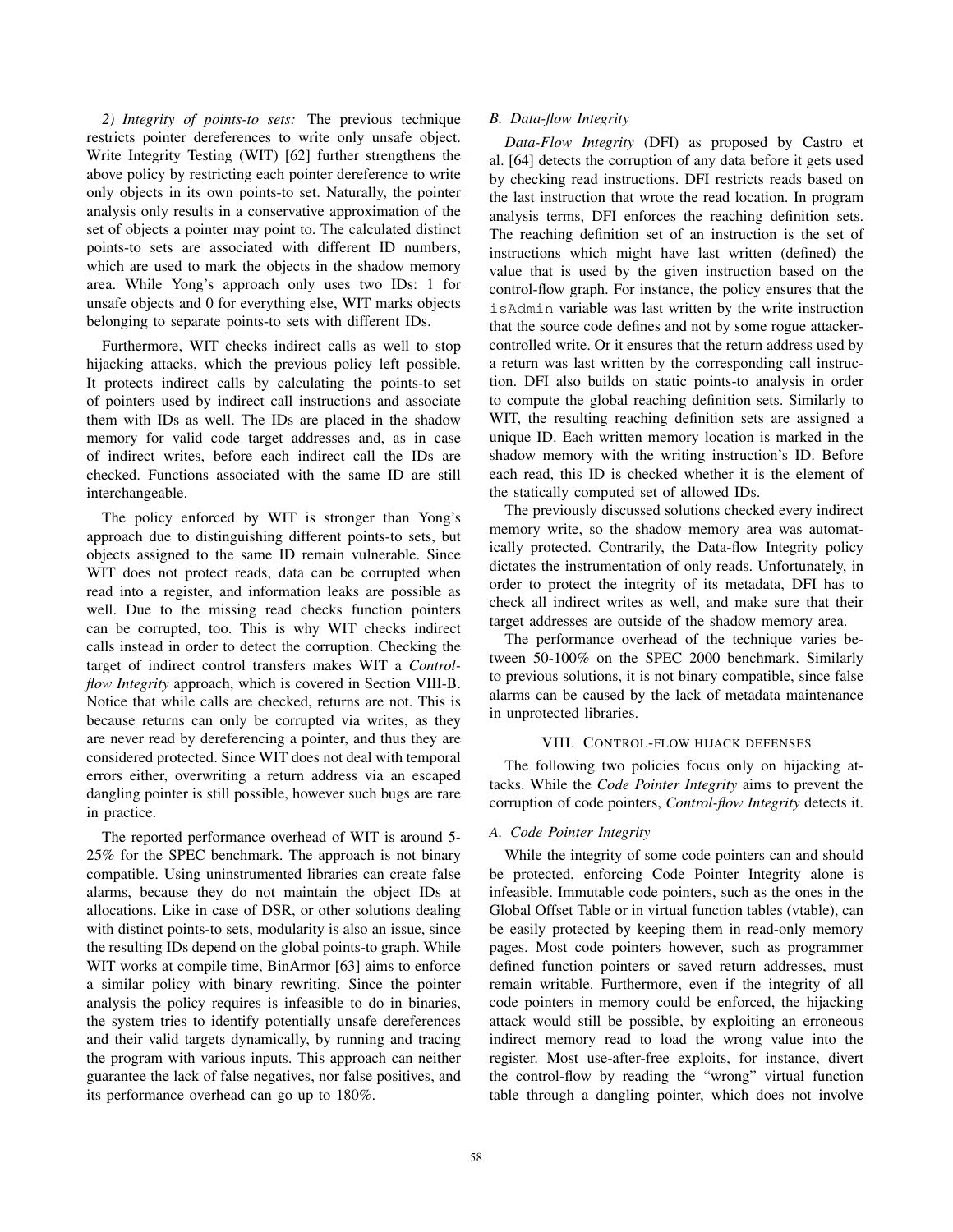*2) Integrity of points-to sets:* The previous technique restricts pointer dereferences to write only unsafe object. Write Integrity Testing (WIT) [62] further strengthens the above policy by restricting each pointer dereference to write only objects in its own points-to set. Naturally, the pointer analysis only results in a conservative approximation of the set of objects a pointer may point to. The calculated distinct points-to sets are associated with different ID numbers, which are used to mark the objects in the shadow memory area. While Yong's approach only uses two IDs: 1 for unsafe objects and 0 for everything else, WIT marks objects belonging to separate points-to sets with different IDs.

Furthermore, WIT checks indirect calls as well to stop hijacking attacks, which the previous policy left possible. It protects indirect calls by calculating the points-to set of pointers used by indirect call instructions and associate them with IDs as well. The IDs are placed in the shadow memory for valid code target addresses and, as in case of indirect writes, before each indirect call the IDs are checked. Functions associated with the same ID are still interchangeable.

The policy enforced by WIT is stronger than Yong's approach due to distinguishing different points-to sets, but objects assigned to the same ID remain vulnerable. Since WIT does not protect reads, data can be corrupted when read into a register, and information leaks are possible as well. Due to the missing read checks function pointers can be corrupted, too. This is why WIT checks indirect calls instead in order to detect the corruption. Checking the target of indirect control transfers makes WIT a *Control-flow Integrity* approach, which is covered in Section VIII-B. Notice that while calls are checked, returns are not. This is because returns can only be corrupted via writes, as they are never read by dereferencing a pointer, and thus they are considered protected. Since WIT does not deal with temporal errors either, overwriting a return address via an escaped dangling pointer is still possible, however such bugs are rare in practice.

The reported performance overhead of WIT is around 5-25% for the SPEC benchmark. The approach is not binary compatible. Using uninstrumented libraries can create false alarms, because they do not maintain the object IDs at allocations. Like in case of DSR, or other solutions dealing with distinct points-to sets, modularity is also an issue, since the resulting IDs depend on the global points-to graph. While WIT works at compile time, BinArmor [63] aims to enforce a similar policy with binary rewriting. Since the pointer analysis the policy requires is infeasible to do in binaries, the system tries to identify potentially unsafe dereferences and their valid targets dynamically, by running and tracing the program with various inputs. This approach can neither guarantee the lack of false negatives, nor false positives, and its performance overhead can go up to 180%.

### B. Data-flow Integrity

*Data-Flow Integrity* (DFI) as proposed by Castro et al. [64] detects the corruption of any data before it gets used by checking read instructions. DFI restricts reads based on the last instruction that wrote the read location. In program analysis terms, DFI enforces the reaching definition sets. The reaching definition set of an instruction is the set of instructions which might have last written (defined) the value that is used by the given instruction based on the control-flow graph. For instance, the policy ensures that the `isAdmin` variable was last written by the write instruction that the source code defines and not by some rogue attacker-controlled write. Or it ensures that the return address used by a return was last written by the corresponding call instruction. DFI also builds on static points-to analysis in order to compute the global reaching definition sets. Similarly to WIT, the resulting reaching definition sets are assigned a unique ID. Each written memory location is marked in the shadow memory with the writing instruction's ID. Before each read, this ID is checked whether it is the element of the statically computed set of allowed IDs.

The previously discussed solutions checked every indirect memory write, so the shadow memory area was automatically protected. Contrarily, the Data-flow Integrity policy dictates the instrumentation of only reads. Unfortunately, in order to protect the integrity of its metadata, DFI has to check all indirect writes as well, and make sure that their target addresses are outside of the shadow memory area.

The performance overhead of the technique varies between 50-100% on the SPEC 2000 benchmark. Similarly to previous solutions, it is not binary compatible, since false alarms can be caused by the lack of metadata maintenance in unprotected libraries.

## VIII. Control-flow hijack defenses

The following two policies focus only on hijacking attacks. While the *Code Pointer Integrity* aims to prevent the corruption of code pointers, *Control-flow Integrity* detects it.

### A. Code Pointer Integrity

While the integrity of some code pointers can and should be protected, enforcing Code Pointer Integrity alone is infeasible. Immutable code pointers, such as the ones in the Global Offset Table or in virtual function tables (vtable), can be easily protected by keeping them in read-only memory pages. Most code pointers however, such as programmer defined function pointers or saved return addresses, must remain writable. Furthermore, even if the integrity of all code pointers in memory could be enforced, the hijacking attack would still be possible, by exploiting an erroneous indirect memory read to load the wrong value into the register. Most use-after-free exploits, for instance, divert the control-flow by reading the "wrong" virtual function table through a dangling pointer, which does not involve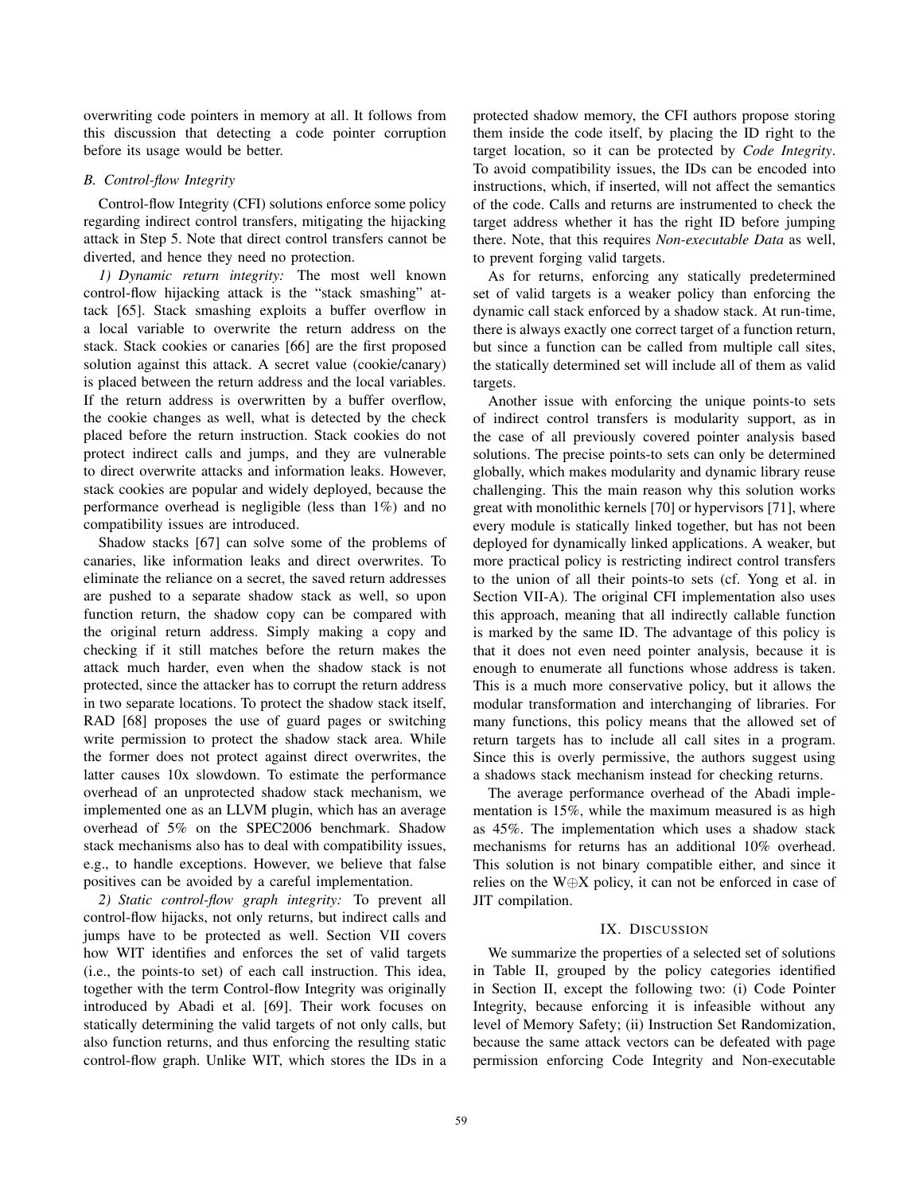overwriting code pointers in memory at all. It follows from this discussion that detecting a code pointer corruption before its usage would be better.

### *B. Control-flow Integrity*

Control-flow Integrity (CFI) solutions enforce some policy regarding indirect control transfers, mitigating the hijacking attack in Step 5. Note that direct control transfers cannot be diverted, and hence they need no protection.

*1) Dynamic return integrity:* The most well known control-flow hijacking attack is the "stack smashing" attack [65]. Stack smashing exploits a buffer overflow in a local variable to overwrite the return address on the stack. Stack cookies or canaries [66] are the first proposed solution against this attack. A secret value (cookie/canary) is placed between the return address and the local variables. If the return address is overwritten by a buffer overflow, the cookie changes as well, what is detected by the check placed before the return instruction. Stack cookies do not protect indirect calls and jumps, and they are vulnerable to direct overwrite attacks and information leaks. However, stack cookies are popular and widely deployed, because the performance overhead is negligible (less than 1%) and no compatibility issues are introduced.

Shadow stacks [67] can solve some of the problems of canaries, like information leaks and direct overwrites. To eliminate the reliance on a secret, the saved return addresses are pushed to a separate shadow stack as well, so upon function return, the shadow copy can be compared with the original return address. Simply making a copy and checking if it still matches before the return makes the attack much harder, even when the shadow stack is not protected, since the attacker has to corrupt the return address in two separate locations. To protect the shadow stack itself, RAD [68] proposes the use of guard pages or switching write permission to protect the shadow stack area. While the former does not protect against direct overwrites, the latter causes 10x slowdown. To estimate the performance overhead of an unprotected shadow stack mechanism, we implemented one as an LLVM plugin, which has an average overhead of 5% on the SPEC2006 benchmark. Shadow stack mechanisms also has to deal with compatibility issues, e.g., to handle exceptions. However, we believe that false positives can be avoided by a careful implementation.

*2) Static control-flow graph integrity:* To prevent all control-flow hijacks, not only returns, but indirect calls and jumps have to be protected as well. Section VII covers how WIT identifies and enforces the set of valid targets (i.e., the points-to set) of each call instruction. This idea, together with the term Control-flow Integrity was originally introduced by Abadi et al. [69]. Their work focuses on statically determining the valid targets of not only calls, but also function returns, and thus enforcing the resulting static control-flow graph. Unlike WIT, which stores the IDs in a protected shadow memory, the CFI authors propose storing them inside the code itself, by placing the ID right to the target location, so it can be protected by *Code Integrity*. To avoid compatibility issues, the IDs can be encoded into instructions, which, if inserted, will not affect the semantics of the code. Calls and returns are instrumented to check the target address whether it has the right ID before jumping there. Note, that this requires *Non-executable Data* as well, to prevent forging valid targets.

As for returns, enforcing any statically predetermined set of valid targets is a weaker policy than enforcing the dynamic call stack enforced by a shadow stack. At run-time, there is always exactly one correct target of a function return, but since a function can be called from multiple call sites, the statically determined set will include all of them as valid targets.

Another issue with enforcing the unique points-to sets of indirect control transfers is modularity support, as in the case of all previously covered pointer analysis based solutions. The precise points-to sets can only be determined globally, which makes modularity and dynamic library reuse challenging. This the main reason why this solution works great with monolithic kernels [70] or hypervisors [71], where every module is statically linked together, but has not been deployed for dynamically linked applications. A weaker, but more practical policy is restricting indirect control transfers to the union of all their points-to sets (cf. Yong et al. in Section VII-A). The original CFI implementation also uses this approach, meaning that all indirectly callable function is marked by the same ID. The advantage of this policy is that it does not even need pointer analysis, because it is enough to enumerate all functions whose address is taken. This is a much more conservative policy, but it allows the modular transformation and interchanging of libraries. For many functions, this policy means that the allowed set of return targets has to include all call sites in a program. Since this is overly permissive, the authors suggest using a shadows stack mechanism instead for checking returns.

The average performance overhead of the Abadi implementation is 15%, while the maximum measured is as high as 45%. The implementation which uses a shadow stack mechanisms for returns has an additional 10% overhead. This solution is not binary compatible either, and since it relies on the W⊕X policy, it can not be enforced in case of JIT compilation.

## IX. Discussion

We summarize the properties of a selected set of solutions in Table II, grouped by the policy categories identified in Section II, except the following two: (i) Code Pointer Integrity, because enforcing it is infeasible without any level of Memory Safety; (ii) Instruction Set Randomization, because the same attack vectors can be defeated with page permission enforcing Code Integrity and Non-executable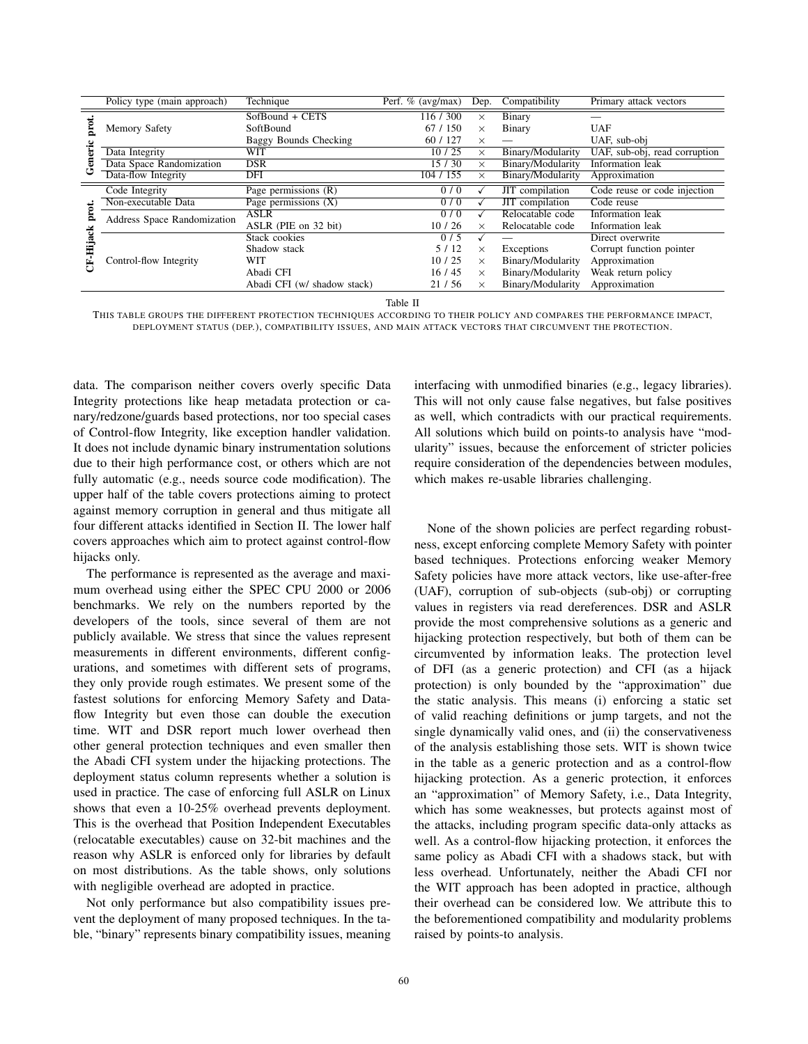| | Policy type (main approach) | Technique | Perf. % (avg/max) | Dep. | Compatibility | Primary attack vectors |
|---|---|---|---|---|---|---|
| Generic prot. | Memory Safety | SofBound + CETS | 116 / 300 | × | Binary | — |
| | | SoftBound | 67 / 150 | × | Binary | UAF |
| | | Baggy Bounds Checking | 60 / 127 | × | — | UAF, sub-obj |
| | Data Integrity | WIT | 10 / 25 | × | Binary/Modularity | UAF, sub-obj, read corruption |
| | Data Space Randomization | DSR | 15 / 30 | × | Binary/Modularity | Information leak |
| | Data-flow Integrity | DFI | 104 / 155 | × | Binary/Modularity | Approximation |
| CF-Hijack prot. | Code Integrity | Page permissions (R) | 0 / 0 | ✓ | JIT compilation | Code reuse or code injection |
| | Non-executable Data | Page permissions (X) | 0 / 0 | ✓ | JIT compilation | Code reuse |
| | Address Space Randomization | ASLR | 0 / 0 | ✓ | Relocatable code | Information leak |
| | | ASLR (PIE on 32 bit) | 10 / 26 | × | Relocatable code | Information leak |
| | Control-flow Integrity | Stack cookies | 0 / 5 | ✓ | — | Direct overwrite |
| | | Shadow stack | 5 / 12 | × | Exceptions | Corrupt function pointer |
| | | WIT | 10 / 25 | × | Binary/Modularity | Approximation |
| | | Abadi CFI | 16 / 45 | × | Binary/Modularity | Weak return policy |
| | | Abadi CFI (w/ shadow stack) | 21 / 56 | × | Binary/Modularity | Approximation |

Table II

THIS TABLE GROUPS THE DIFFERENT PROTECTION TECHNIQUES ACCORDING TO THEIR POLICY AND COMPARES THE PERFORMANCE IMPACT, DEPLOYMENT STATUS (DEP.), COMPATIBILITY ISSUES, AND MAIN ATTACK VECTORS THAT CIRCUMVENT THE PROTECTION.

data. The comparison neither covers overly specific Data Integrity protections like heap metadata protection or canary/redzone/guards based protections, nor too special cases of Control-flow Integrity, like exception handler validation. It does not include dynamic binary instrumentation solutions due to their high performance cost, or others which are not fully automatic (e.g., needs source code modification). The upper half of the table covers protections aiming to protect against memory corruption in general and thus mitigate all four different attacks identified in Section II. The lower half covers approaches which aim to protect against control-flow hijacks only.

The performance is represented as the average and maximum overhead using either the SPEC CPU 2000 or 2006 benchmarks. We rely on the numbers reported by the developers of the tools, since several of them are not publicly available. We stress that since the values represent measurements in different environments, different configurations, and sometimes with different sets of programs, they only provide rough estimates. We present some of the fastest solutions for enforcing Memory Safety and Data-flow Integrity but even those can double the execution time. WIT and DSR report much lower overhead then other general protection techniques and even smaller then the Abadi CFI system under the hijacking protections. The deployment status column represents whether a solution is used in practice. The case of enforcing full ASLR on Linux shows that even a 10-25% overhead prevents deployment. This is the overhead that Position Independent Executables (relocatable executables) cause on 32-bit machines and the reason why ASLR is enforced only for libraries by default on most distributions. As the table shows, only solutions with negligible overhead are adopted in practice.

Not only performance but also compatibility issues prevent the deployment of many proposed techniques. In the table, "binary" represents binary compatibility issues, meaning interfacing with unmodified binaries (e.g., legacy libraries). This will not only cause false negatives, but false positives as well, which contradicts with our practical requirements. All solutions which build on points-to analysis have "modularity" issues, because the enforcement of stricter policies require consideration of the dependencies between modules, which makes re-usable libraries challenging.

None of the shown policies are perfect regarding robustness, except enforcing complete Memory Safety with pointer based techniques. Protections enforcing weaker Memory Safety policies have more attack vectors, like use-after-free (UAF), corruption of sub-objects (sub-obj) or corrupting values in registers via read dereferences. DSR and ASLR provide the most comprehensive solutions as a generic and hijacking protection respectively, but both of them can be circumvented by information leaks. The protection level of DFI (as a generic protection) and CFI (as a hijack protection) is only bounded by the "approximation" due the static analysis. This means (i) enforcing a static set of valid reaching definitions or jump targets, and not the single dynamically valid ones, and (ii) the conservativeness of the analysis establishing those sets. WIT is shown twice in the table as a generic protection and as a control-flow hijacking protection. As a generic protection, it enforces an "approximation" of Memory Safety, i.e., Data Integrity, which has some weaknesses, but protects against most of the attacks, including program specific data-only attacks as well. As a control-flow hijacking protection, it enforces the same policy as Abadi CFI with a shadows stack, but with less overhead. Unfortunately, neither the Abadi CFI nor the WIT approach has been adopted in practice, although their overhead can be considered low. We attribute this to the beforementioned compatibility and modularity problems raised by points-to analysis.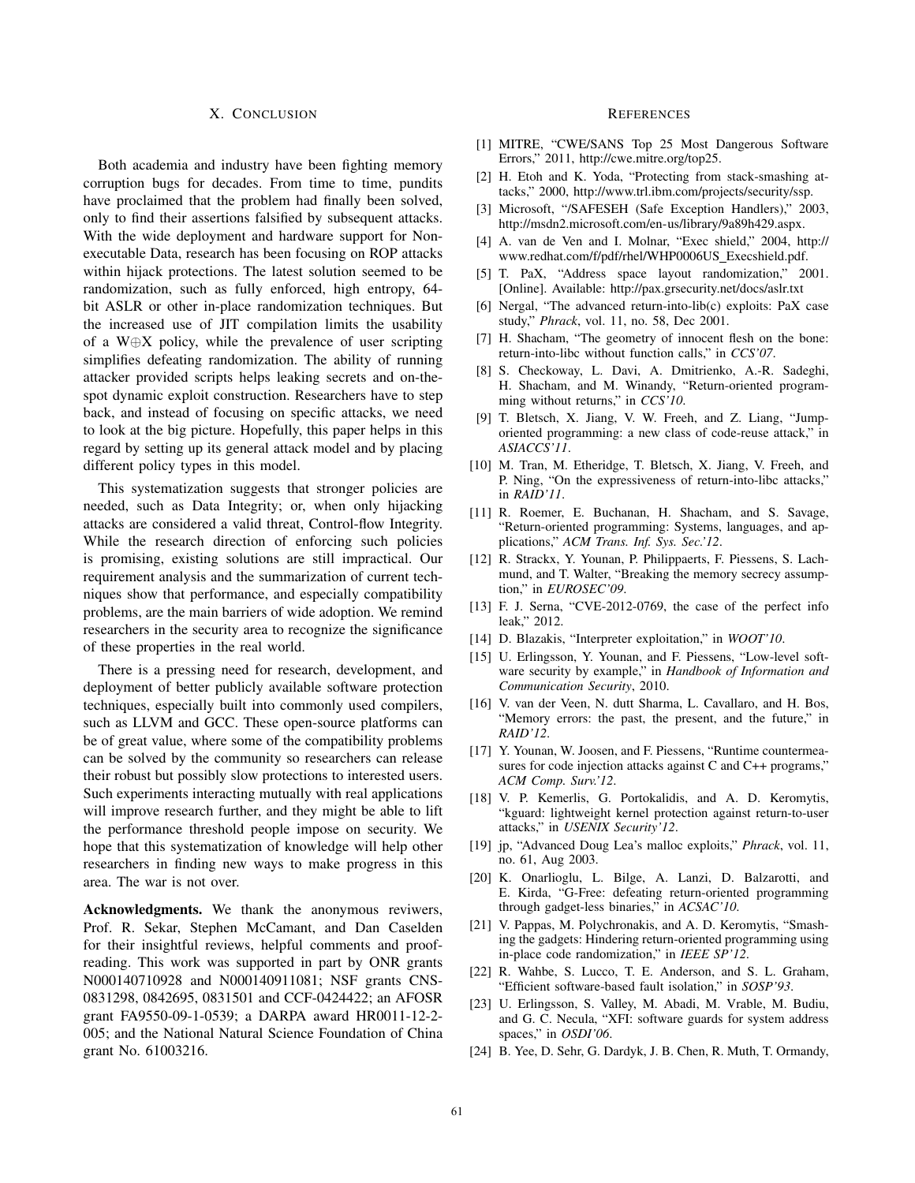## X. Conclusion

Both academia and industry have been fighting memory corruption bugs for decades. From time to time, pundits have proclaimed that the problem had finally been solved, only to find their assertions falsified by subsequent attacks. With the wide deployment and hardware support for Non-executable Data, research has been focusing on ROP attacks within hijack protections. The latest solution seemed to be randomization, such as fully enforced, high entropy, 64-bit ASLR or other in-place randomization techniques. But the increased use of JIT compilation limits the usability of a W⊕X policy, while the prevalence of user scripting simplifies defeating randomization. The ability of running attacker provided scripts helps leaking secrets and on-the-spot dynamic exploit construction. Researchers have to step back, and instead of focusing on specific attacks, we need to look at the big picture. Hopefully, this paper helps in this regard by setting up its general attack model and by placing different policy types in this model.

This systematization suggests that stronger policies are needed, such as Data Integrity; or, when only hijacking attacks are considered a valid threat, Control-flow Integrity. While the research direction of enforcing such policies is promising, existing solutions are still impractical. Our requirement analysis and the summarization of current techniques show that performance, and especially compatibility problems, are the main barriers of wide adoption. We remind researchers in the security area to recognize the significance of these properties in the real world.

There is a pressing need for research, development, and deployment of better publicly available software protection techniques, especially built into commonly used compilers, such as LLVM and GCC. These open-source platforms can be of great value, where some of the compatibility problems can be solved by the community so researchers can release their robust but possibly slow protections to interested users. Such experiments interacting mutually with real applications will improve research further, and they might be able to lift the performance threshold people impose on security. We hope that this systematization of knowledge will help other researchers in finding new ways to make progress in this area. The war is not over.

**Acknowledgments.** We thank the anonymous reviwers, Prof. R. Sekar, Stephen McCamant, and Dan Caselden for their insightful reviews, helpful comments and proofreading. This work was supported in part by ONR grants N000140710928 and N000140911081; NSF grants CNS-0831298, 0842695, 0831501 and CCF-0424422; an AFOSR grant FA9550-09-1-0539; a DARPA award HR0011-12-2-005; and the National Natural Science Foundation of China grant No. 61003216.

## References

[1] MITRE, "CWE/SANS Top 25 Most Dangerous Software Errors," 2011, http://cwe.mitre.org/top25.

[2] H. Etoh and K. Yoda, "Protecting from stack-smashing attacks," 2000, http://www.trl.ibm.com/projects/security/ssp.

[3] Microsoft, "/SAFESEH (Safe Exception Handlers)," 2003, http://msdn2.microsoft.com/en-us/library/9a89h429.aspx.

[4] A. van de Ven and I. Molnar, "Exec shield," 2004, http://www.redhat.com/f/pdf/rhel/WHP0006US_Execshield.pdf.

[5] T. PaX, "Address space layout randomization," 2001. [Online]. Available: http://pax.grsecurity.net/docs/aslr.txt

[6] Nergal, "The advanced return-into-lib(c) exploits: PaX case study," *Phrack*, vol. 11, no. 58, Dec 2001.

[7] H. Shacham, "The geometry of innocent flesh on the bone: return-into-libc without function calls," in *CCS'07*.

[8] S. Checkoway, L. Davi, A. Dmitrienko, A.-R. Sadeghi, H. Shacham, and M. Winandy, "Return-oriented programming without returns," in *CCS'10*.

[9] T. Bletsch, X. Jiang, V. W. Freeh, and Z. Liang, "Jump-oriented programming: a new class of code-reuse attack," in *ASIACCS'11*.

[10] M. Tran, M. Etheridge, T. Bletsch, X. Jiang, V. Freeh, and P. Ning, "On the expressiveness of return-into-libc attacks," in *RAID'11*.

[11] R. Roemer, E. Buchanan, H. Shacham, and S. Savage, "Return-oriented programming: Systems, languages, and applications," *ACM Trans. Inf. Sys. Sec.'12*.

[12] R. Strackx, Y. Younan, P. Philippaerts, F. Piessens, S. Lachmund, and T. Walter, "Breaking the memory secrecy assumption," in *EUROSEC'09*.

[13] F. J. Serna, "CVE-2012-0769, the case of the perfect info leak," 2012.

[14] D. Blazakis, "Interpreter exploitation," in *WOOT'10*.

[15] U. Erlingsson, Y. Younan, and F. Piessens, "Low-level software security by example," in *Handbook of Information and Communication Security*, 2010.

[16] V. van der Veen, N. dutt Sharma, L. Cavallaro, and H. Bos, "Memory errors: the past, the present, and the future," in *RAID'12*.

[17] Y. Younan, W. Joosen, and F. Piessens, "Runtime countermeasures for code injection attacks against C and C++ programs," *ACM Comp. Surv.'12*.

[18] V. P. Kemerlis, G. Portokalidis, and A. D. Keromytis, "kguard: lightweight kernel protection against return-to-user attacks," in *USENIX Security'12*.

[19] jp, "Advanced Doug Lea's malloc exploits," *Phrack*, vol. 11, no. 61, Aug 2003.

[20] K. Onarlioglu, L. Bilge, A. Lanzi, D. Balzarotti, and E. Kirda, "G-Free: defeating return-oriented programming through gadget-less binaries," in *ACSAC'10*.

[21] V. Pappas, M. Polychronakis, and A. D. Keromytis, "Smashing the gadgets: Hindering return-oriented programming using in-place code randomization," in *IEEE SP'12*.

[22] R. Wahbe, S. Lucco, T. E. Anderson, and S. L. Graham, "Efficient software-based fault isolation," in *SOSP'93*.

[23] U. Erlingsson, S. Valley, M. Abadi, M. Vrable, M. Budiu, and G. C. Necula, "XFI: software guards for system address spaces," in *OSDI'06*.

[24] B. Yee, D. Sehr, G. Dardyk, J. B. Chen, R. Muth, T. Ormandy,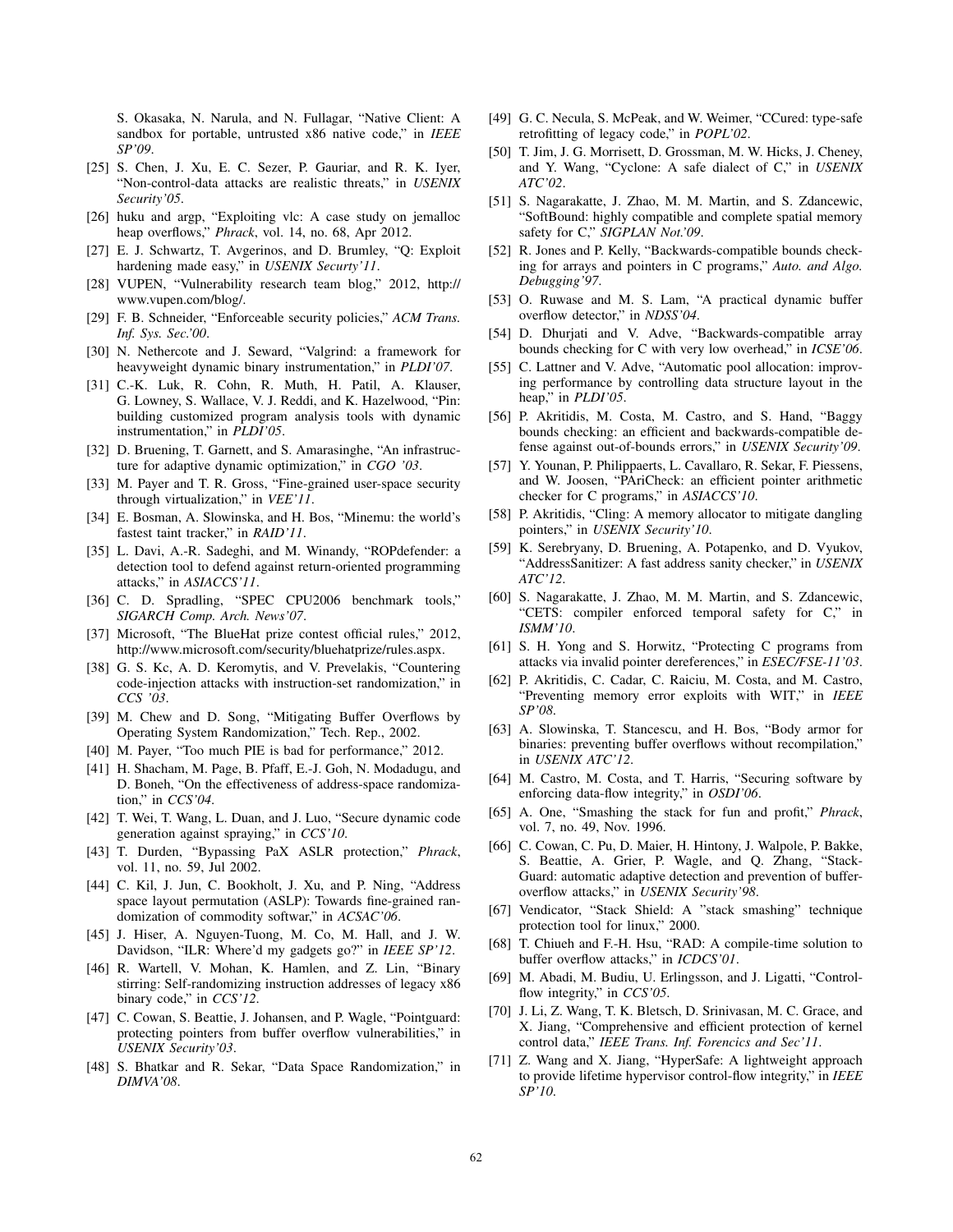S. Okasaka, N. Narula, and N. Fullagar, "Native Client: A sandbox for portable, untrusted x86 native code," in *IEEE SP'09*.

[25] S. Chen, J. Xu, E. C. Sezer, P. Gauriar, and R. K. Iyer, "Non-control-data attacks are realistic threats," in *USENIX Security'05*.

[26] huku and argp, "Exploiting vlc: A case study on jemalloc heap overflows," *Phrack*, vol. 14, no. 68, Apr 2012.

[27] E. J. Schwartz, T. Avgerinos, and D. Brumley, "Q: Exploit hardening made easy," in *USENIX Securty'11*.

[28] VUPEN, "Vulnerability research team blog," 2012, http://www.vupen.com/blog/.

[29] F. B. Schneider, "Enforceable security policies," *ACM Trans. Inf. Sys. Sec.'00*.

[30] N. Nethercote and J. Seward, "Valgrind: a framework for heavyweight dynamic binary instrumentation," in *PLDI'07*.

[31] C.-K. Luk, R. Cohn, R. Muth, H. Patil, A. Klauser, G. Lowney, S. Wallace, V. J. Reddi, and K. Hazelwood, "Pin: building customized program analysis tools with dynamic instrumentation," in *PLDI'05*.

[32] D. Bruening, T. Garnett, and S. Amarasinghe, "An infrastructure for adaptive dynamic optimization," in *CGO '03*.

[33] M. Payer and T. R. Gross, "Fine-grained user-space security through virtualization," in *VEE'11*.

[34] E. Bosman, A. Slowinska, and H. Bos, "Minemu: the world's fastest taint tracker," in *RAID'11*.

[35] L. Davi, A.-R. Sadeghi, and M. Winandy, "ROPdefender: a detection tool to defend against return-oriented programming attacks," in *ASIACCS'11*.

[36] C. D. Spradling, "SPEC CPU2006 benchmark tools," *SIGARCH Comp. Arch. News'07*.

[37] Microsoft, "The BlueHat prize contest official rules," 2012, http://www.microsoft.com/security/bluehatprize/rules.aspx.

[38] G. S. Kc, A. D. Keromytis, and V. Prevelakis, "Countering code-injection attacks with instruction-set randomization," in *CCS '03*.

[39] M. Chew and D. Song, "Mitigating Buffer Overflows by Operating System Randomization," Tech. Rep., 2002.

[40] M. Payer, "Too much PIE is bad for performance," 2012.

[41] H. Shacham, M. Page, B. Pfaff, E.-J. Goh, N. Modadugu, and D. Boneh, "On the effectiveness of address-space randomization," in *CCS'04*.

[42] T. Wei, T. Wang, L. Duan, and J. Luo, "Secure dynamic code generation against spraying," in *CCS'10*.

[43] T. Durden, "Bypassing PaX ASLR protection," *Phrack*, vol. 11, no. 59, Jul 2002.

[44] C. Kil, J. Jun, C. Bookholt, J. Xu, and P. Ning, "Address space layout permutation (ASLP): Towards fine-grained randomization of commodity softwar," in *ACSAC'06*.

[45] J. Hiser, A. Nguyen-Tuong, M. Co, M. Hall, and J. W. Davidson, "ILR: Where'd my gadgets go?" in *IEEE SP'12*.

[46] R. Wartell, V. Mohan, K. Hamlen, and Z. Lin, "Binary stirring: Self-randomizing instruction addresses of legacy x86 binary code," in *CCS'12*.

[47] C. Cowan, S. Beattie, J. Johansen, and P. Wagle, "Pointguard: protecting pointers from buffer overflow vulnerabilities," in *USENIX Security'03*.

[48] S. Bhatkar and R. Sekar, "Data Space Randomization," in *DIMVA'08*.

[49] G. C. Necula, S. McPeak, and W. Weimer, "CCured: type-safe retrofitting of legacy code," in *POPL'02*.

[50] T. Jim, J. G. Morrisett, D. Grossman, M. W. Hicks, J. Cheney, and Y. Wang, "Cyclone: A safe dialect of C," in *USENIX ATC'02*.

[51] S. Nagarakatte, J. Zhao, M. M. Martin, and S. Zdancewic, "SoftBound: highly compatible and complete spatial memory safety for C," *SIGPLAN Not.'09*.

[52] R. Jones and P. Kelly, "Backwards-compatible bounds checking for arrays and pointers in C programs," *Auto. and Algo. Debugging'97*.

[53] O. Ruwase and M. S. Lam, "A practical dynamic buffer overflow detector," in *NDSS'04*.

[54] D. Dhurjati and V. Adve, "Backwards-compatible array bounds checking for C with very low overhead," in *ICSE'06*.

[55] C. Lattner and V. Adve, "Automatic pool allocation: improving performance by controlling data structure layout in the heap," in *PLDI'05*.

[56] P. Akritidis, M. Costa, M. Castro, and S. Hand, "Baggy bounds checking: an efficient and backwards-compatible defense against out-of-bounds errors," in *USENIX Security'09*.

[57] Y. Younan, P. Philippaerts, L. Cavallaro, R. Sekar, F. Piessens, and W. Joosen, "PAriCheck: an efficient pointer arithmetic checker for C programs," in *ASIACCS'10*.

[58] P. Akritidis, "Cling: A memory allocator to mitigate dangling pointers," in *USENIX Security'10*.

[59] K. Serebryany, D. Bruening, A. Potapenko, and D. Vyukov, "AddressSanitizer: A fast address sanity checker," in *USENIX ATC'12*.

[60] S. Nagarakatte, J. Zhao, M. M. Martin, and S. Zdancewic, "CETS: compiler enforced temporal safety for C," in *ISMM'10*.

[61] S. H. Yong and S. Horwitz, "Protecting C programs from attacks via invalid pointer dereferences," in *ESEC/FSE-11'03*.

[62] P. Akritidis, C. Cadar, C. Raiciu, M. Costa, and M. Castro, "Preventing memory error exploits with WIT," in *IEEE SP'08*.

[63] A. Slowinska, T. Stancescu, and H. Bos, "Body armor for binaries: preventing buffer overflows without recompilation," in *USENIX ATC'12*.

[64] M. Castro, M. Costa, and T. Harris, "Securing software by enforcing data-flow integrity," in *OSDI'06*.

[65] A. One, "Smashing the stack for fun and profit," *Phrack*, vol. 7, no. 49, Nov. 1996.

[66] C. Cowan, C. Pu, D. Maier, H. Hintony, J. Walpole, P. Bakke, S. Beattie, A. Grier, P. Wagle, and Q. Zhang, "StackGuard: automatic adaptive detection and prevention of buffer-overflow attacks," in *USENIX Security'98*.

[67] Vendicator, "Stack Shield: A "stack smashing" technique protection tool for linux," 2000.

[68] T. Chiueh and F.-H. Hsu, "RAD: A compile-time solution to buffer overflow attacks," in *ICDCS'01*.

[69] M. Abadi, M. Budiu, U. Erlingsson, and J. Ligatti, "Control-flow integrity," in *CCS'05*.

[70] J. Li, Z. Wang, T. K. Bletsch, D. Srinivasan, M. C. Grace, and X. Jiang, "Comprehensive and efficient protection of kernel control data," *IEEE Trans. Inf. Forencics and Sec'11*.

[71] Z. Wang and X. Jiang, "HyperSafe: A lightweight approach to provide lifetime hypervisor control-flow integrity," in *IEEE SP'10*.